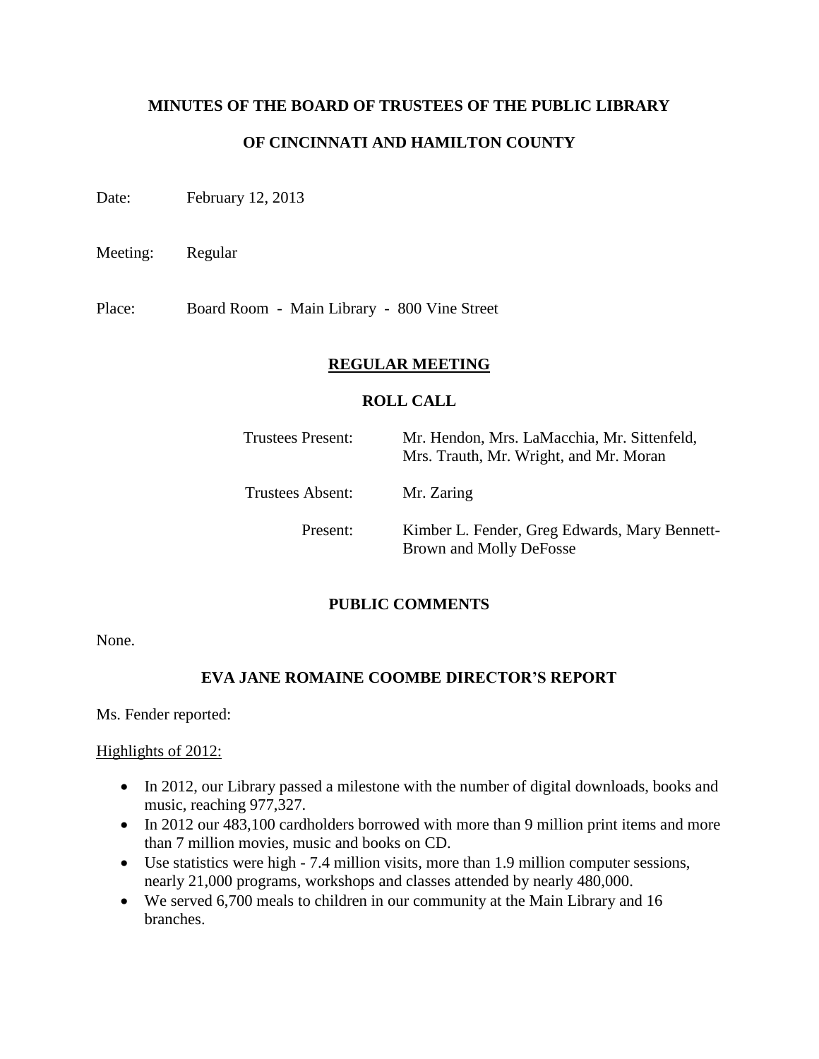**MINUTES OF THE BOARD OF TRUSTEES OF THE PUBLIC LIBRARY**

**OF CINCINNATI AND HAMILTON COUNTY**

Date: February 12, 2013

Meeting: Regular

Place: Board Room - Main Library - 800 Vine Street

## REGULAR MEETING

### ROLL CALL

| | |
|---|---|
| Trustees Present: | Mr. Hendon, Mrs. LaMacchia, Mr. Sittenfeld, Mrs. Trauth, Mr. Wright, and Mr. Moran |
| Trustees Absent: | Mr. Zaring |
| Present: | Kimber L. Fender, Greg Edwards, Mary Bennett-Brown and Molly DeFosse |

### PUBLIC COMMENTS

None.

### EVA JANE ROMAINE COOMBE DIRECTOR'S REPORT

Ms. Fender reported:

Highlights of 2012:

- In 2012, our Library passed a milestone with the number of digital downloads, books and music, reaching 977,327.
- In 2012 our 483,100 cardholders borrowed with more than 9 million print items and more than 7 million movies, music and books on CD.
- Use statistics were high - 7.4 million visits, more than 1.9 million computer sessions, nearly 21,000 programs, workshops and classes attended by nearly 480,000.
- We served 6,700 meals to children in our community at the Main Library and 16 branches.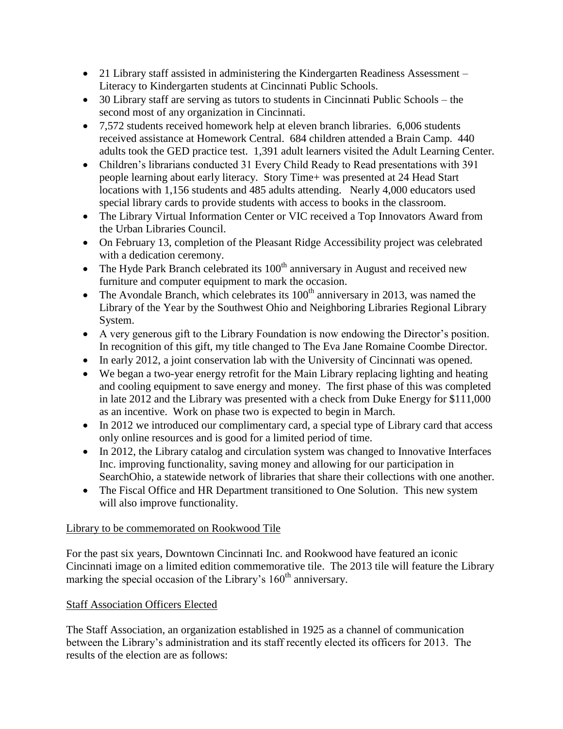- 21 Library staff assisted in administering the Kindergarten Readiness Assessment – Literacy to Kindergarten students at Cincinnati Public Schools.
- 30 Library staff are serving as tutors to students in Cincinnati Public Schools – the second most of any organization in Cincinnati.
- 7,572 students received homework help at eleven branch libraries. 6,006 students received assistance at Homework Central. 684 children attended a Brain Camp. 440 adults took the GED practice test. 1,391 adult learners visited the Adult Learning Center.
- Children's librarians conducted 31 Every Child Ready to Read presentations with 391 people learning about early literacy. Story Time+ was presented at 24 Head Start locations with 1,156 students and 485 adults attending. Nearly 4,000 educators used special library cards to provide students with access to books in the classroom.
- The Library Virtual Information Center or VIC received a Top Innovators Award from the Urban Libraries Council.
- On February 13, completion of the Pleasant Ridge Accessibility project was celebrated with a dedication ceremony.
- The Hyde Park Branch celebrated its 100th anniversary in August and received new furniture and computer equipment to mark the occasion.
- The Avondale Branch, which celebrates its 100th anniversary in 2013, was named the Library of the Year by the Southwest Ohio and Neighboring Libraries Regional Library System.
- A very generous gift to the Library Foundation is now endowing the Director's position. In recognition of this gift, my title changed to The Eva Jane Romaine Coombe Director.
- In early 2012, a joint conservation lab with the University of Cincinnati was opened.
- We began a two-year energy retrofit for the Main Library replacing lighting and heating and cooling equipment to save energy and money. The first phase of this was completed in late 2012 and the Library was presented with a check from Duke Energy for $111,000 as an incentive. Work on phase two is expected to begin in March.
- In 2012 we introduced our complimentary card, a special type of Library card that access only online resources and is good for a limited period of time.
- In 2012, the Library catalog and circulation system was changed to Innovative Interfaces Inc. improving functionality, saving money and allowing for our participation in SearchOhio, a statewide network of libraries that share their collections with one another.
- The Fiscal Office and HR Department transitioned to One Solution. This new system will also improve functionality.

Library to be commemorated on Rookwood Tile

For the past six years, Downtown Cincinnati Inc. and Rookwood have featured an iconic Cincinnati image on a limited edition commemorative tile. The 2013 tile will feature the Library marking the special occasion of the Library's 160th anniversary.

Staff Association Officers Elected

The Staff Association, an organization established in 1925 as a channel of communication between the Library's administration and its staff recently elected its officers for 2013. The results of the election are as follows: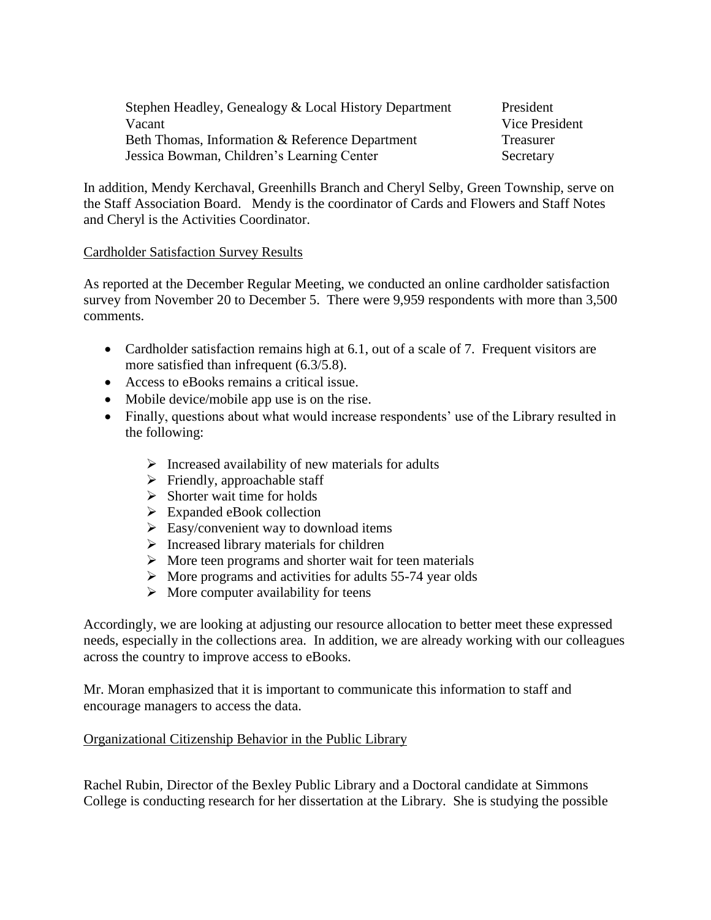| | |
|---|---|
| Stephen Headley, Genealogy & Local History Department | President |
| Vacant | Vice President |
| Beth Thomas, Information & Reference Department | Treasurer |
| Jessica Bowman, Children's Learning Center | Secretary |

In addition, Mendy Kerchaval, Greenhills Branch and Cheryl Selby, Green Township, serve on the Staff Association Board. Mendy is the coordinator of Cards and Flowers and Staff Notes and Cheryl is the Activities Coordinator.

<u>Cardholder Satisfaction Survey Results</u>

As reported at the December Regular Meeting, we conducted an online cardholder satisfaction survey from November 20 to December 5. There were 9,959 respondents with more than 3,500 comments.

- Cardholder satisfaction remains high at 6.1, out of a scale of 7. Frequent visitors are more satisfied than infrequent (6.3/5.8).
- Access to eBooks remains a critical issue.
- Mobile device/mobile app use is on the rise.
- Finally, questions about what would increase respondents' use of the Library resulted in the following:
  - Increased availability of new materials for adults
  - Friendly, approachable staff
  - Shorter wait time for holds
  - Expanded eBook collection
  - Easy/convenient way to download items
  - Increased library materials for children
  - More teen programs and shorter wait for teen materials
  - More programs and activities for adults 55-74 year olds
  - More computer availability for teens

Accordingly, we are looking at adjusting our resource allocation to better meet these expressed needs, especially in the collections area. In addition, we are already working with our colleagues across the country to improve access to eBooks.

Mr. Moran emphasized that it is important to communicate this information to staff and encourage managers to access the data.

<u>Organizational Citizenship Behavior in the Public Library</u>

Rachel Rubin, Director of the Bexley Public Library and a Doctoral candidate at Simmons College is conducting research for her dissertation at the Library. She is studying the possible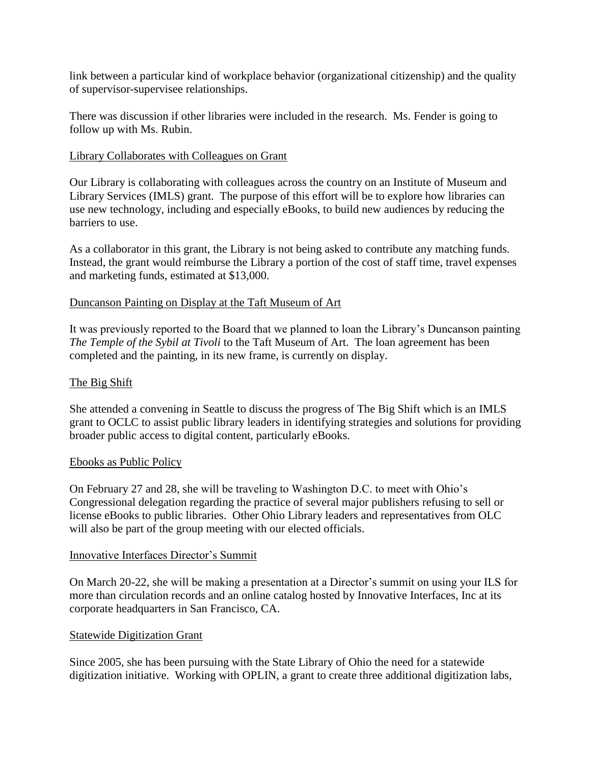link between a particular kind of workplace behavior (organizational citizenship) and the quality of supervisor-supervisee relationships.

There was discussion if other libraries were included in the research. Ms. Fender is going to follow up with Ms. Rubin.

<u>Library Collaborates with Colleagues on Grant</u>

Our Library is collaborating with colleagues across the country on an Institute of Museum and Library Services (IMLS) grant. The purpose of this effort will be to explore how libraries can use new technology, including and especially eBooks, to build new audiences by reducing the barriers to use.

As a collaborator in this grant, the Library is not being asked to contribute any matching funds. Instead, the grant would reimburse the Library a portion of the cost of staff time, travel expenses and marketing funds, estimated at $13,000.

<u>Duncanson Painting on Display at the Taft Museum of Art</u>

It was previously reported to the Board that we planned to loan the Library's Duncanson painting *The Temple of the Sybil at Tivoli* to the Taft Museum of Art. The loan agreement has been completed and the painting, in its new frame, is currently on display.

<u>The Big Shift</u>

She attended a convening in Seattle to discuss the progress of The Big Shift which is an IMLS grant to OCLC to assist public library leaders in identifying strategies and solutions for providing broader public access to digital content, particularly eBooks.

<u>Ebooks as Public Policy</u>

On February 27 and 28, she will be traveling to Washington D.C. to meet with Ohio's Congressional delegation regarding the practice of several major publishers refusing to sell or license eBooks to public libraries. Other Ohio Library leaders and representatives from OLC will also be part of the group meeting with our elected officials.

<u>Innovative Interfaces Director's Summit</u>

On March 20-22, she will be making a presentation at a Director's summit on using your ILS for more than circulation records and an online catalog hosted by Innovative Interfaces, Inc at its corporate headquarters in San Francisco, CA.

<u>Statewide Digitization Grant</u>

Since 2005, she has been pursuing with the State Library of Ohio the need for a statewide digitization initiative. Working with OPLIN, a grant to create three additional digitization labs,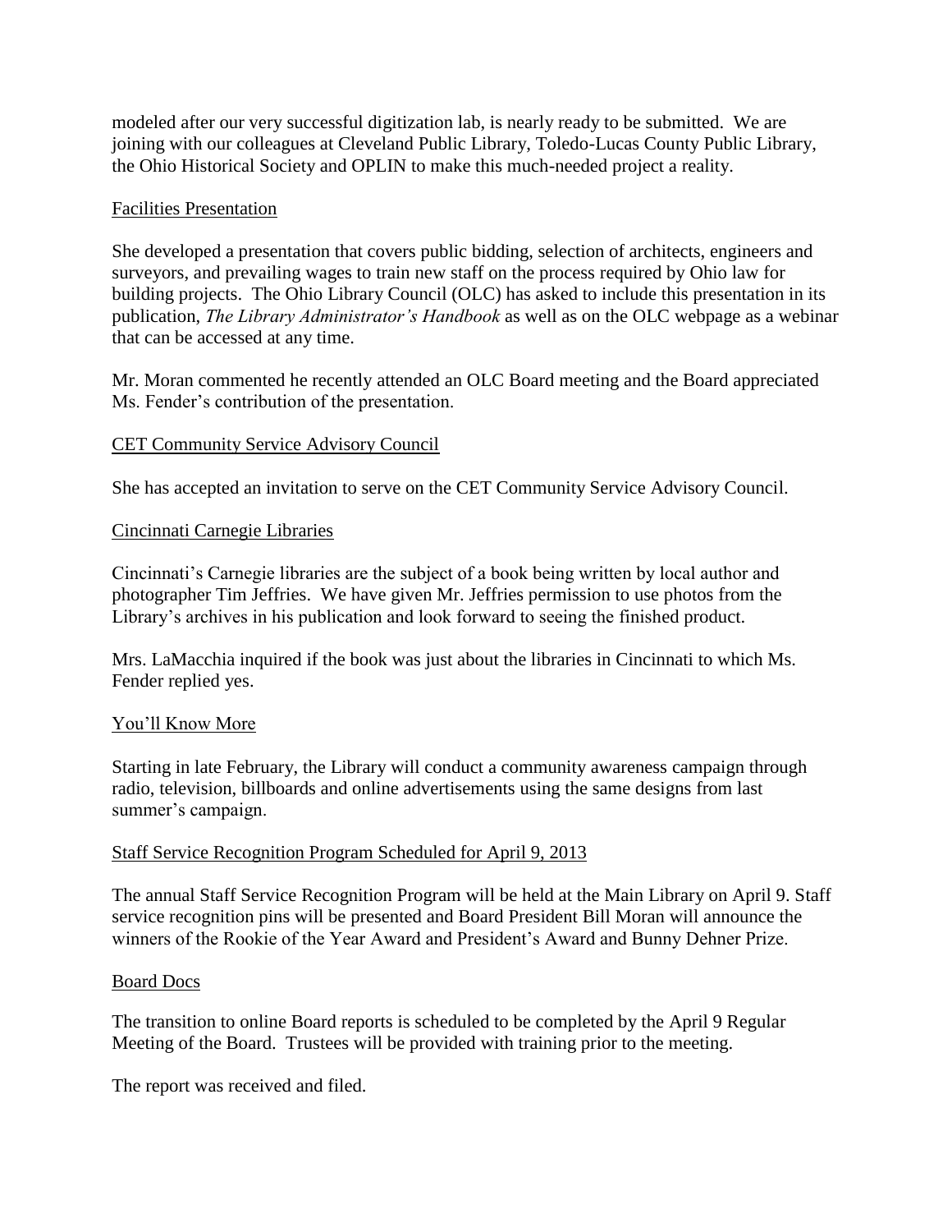modeled after our very successful digitization lab, is nearly ready to be submitted. We are joining with our colleagues at Cleveland Public Library, Toledo-Lucas County Public Library, the Ohio Historical Society and OPLIN to make this much-needed project a reality.

Facilities Presentation

She developed a presentation that covers public bidding, selection of architects, engineers and surveyors, and prevailing wages to train new staff on the process required by Ohio law for building projects. The Ohio Library Council (OLC) has asked to include this presentation in its publication, *The Library Administrator's Handbook* as well as on the OLC webpage as a webinar that can be accessed at any time.

Mr. Moran commented he recently attended an OLC Board meeting and the Board appreciated Ms. Fender's contribution of the presentation.

CET Community Service Advisory Council

She has accepted an invitation to serve on the CET Community Service Advisory Council.

Cincinnati Carnegie Libraries

Cincinnati's Carnegie libraries are the subject of a book being written by local author and photographer Tim Jeffries. We have given Mr. Jeffries permission to use photos from the Library's archives in his publication and look forward to seeing the finished product.

Mrs. LaMacchia inquired if the book was just about the libraries in Cincinnati to which Ms. Fender replied yes.

You'll Know More

Starting in late February, the Library will conduct a community awareness campaign through radio, television, billboards and online advertisements using the same designs from last summer's campaign.

Staff Service Recognition Program Scheduled for April 9, 2013

The annual Staff Service Recognition Program will be held at the Main Library on April 9. Staff service recognition pins will be presented and Board President Bill Moran will announce the winners of the Rookie of the Year Award and President's Award and Bunny Dehner Prize.

Board Docs

The transition to online Board reports is scheduled to be completed by the April 9 Regular Meeting of the Board. Trustees will be provided with training prior to the meeting.

The report was received and filed.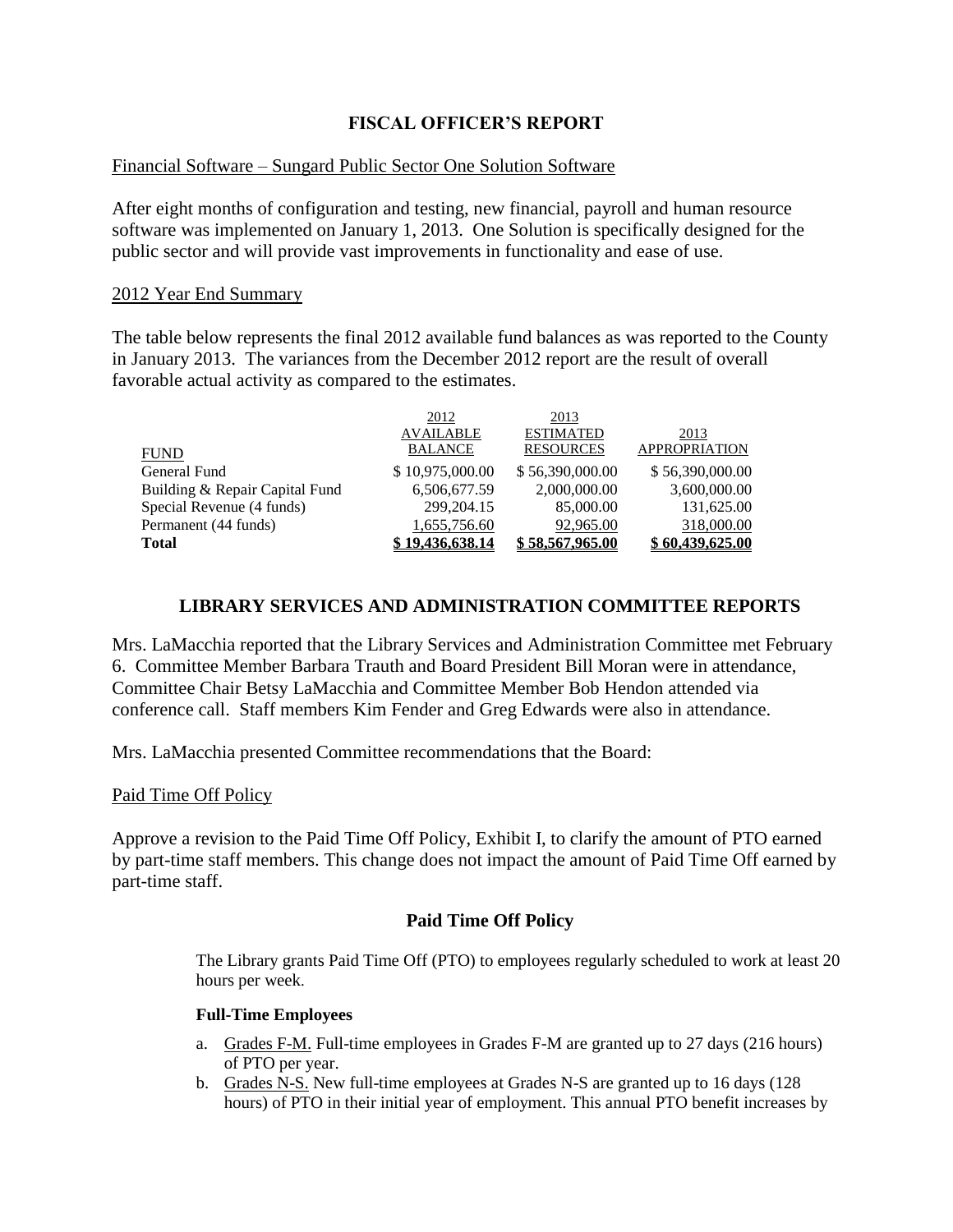## FISCAL OFFICER'S REPORT

Financial Software – Sungard Public Sector One Solution Software

After eight months of configuration and testing, new financial, payroll and human resource software was implemented on January 1, 2013. One Solution is specifically designed for the public sector and will provide vast improvements in functionality and ease of use.

2012 Year End Summary

The table below represents the final 2012 available fund balances as was reported to the County in January 2013. The variances from the December 2012 report are the result of overall favorable actual activity as compared to the estimates.

| FUND | 2012 AVAILABLE BALANCE | 2013 ESTIMATED RESOURCES | 2013 APPROPRIATION |
|---|---|---|---|
| General Fund | $ 10,975,000.00 | $ 56,390,000.00 | $ 56,390,000.00 |
| Building & Repair Capital Fund | 6,506,677.59 | 2,000,000.00 | 3,600,000.00 |
| Special Revenue (4 funds) | 299,204.15 | 85,000.00 | 131,625.00 |
| Permanent (44 funds) | 1,655,756.60 | 92,965.00 | 318,000.00 |
| **Total** | **$ 19,436,638.14** | **$ 58,567,965.00** | **$ 60,439,625.00** |

## LIBRARY SERVICES AND ADMINISTRATION COMMITTEE REPORTS

Mrs. LaMacchia reported that the Library Services and Administration Committee met February 6. Committee Member Barbara Trauth and Board President Bill Moran were in attendance, Committee Chair Betsy LaMacchia and Committee Member Bob Hendon attended via conference call. Staff members Kim Fender and Greg Edwards were also in attendance.

Mrs. LaMacchia presented Committee recommendations that the Board:

Paid Time Off Policy

Approve a revision to the Paid Time Off Policy, Exhibit I, to clarify the amount of PTO earned by part-time staff members. This change does not impact the amount of Paid Time Off earned by part-time staff.

### Paid Time Off Policy

The Library grants Paid Time Off (PTO) to employees regularly scheduled to work at least 20 hours per week.

**Full-Time Employees**

a. Grades F-M. Full-time employees in Grades F-M are granted up to 27 days (216 hours) of PTO per year.
b. Grades N-S. New full-time employees at Grades N-S are granted up to 16 days (128 hours) of PTO in their initial year of employment. This annual PTO benefit increases by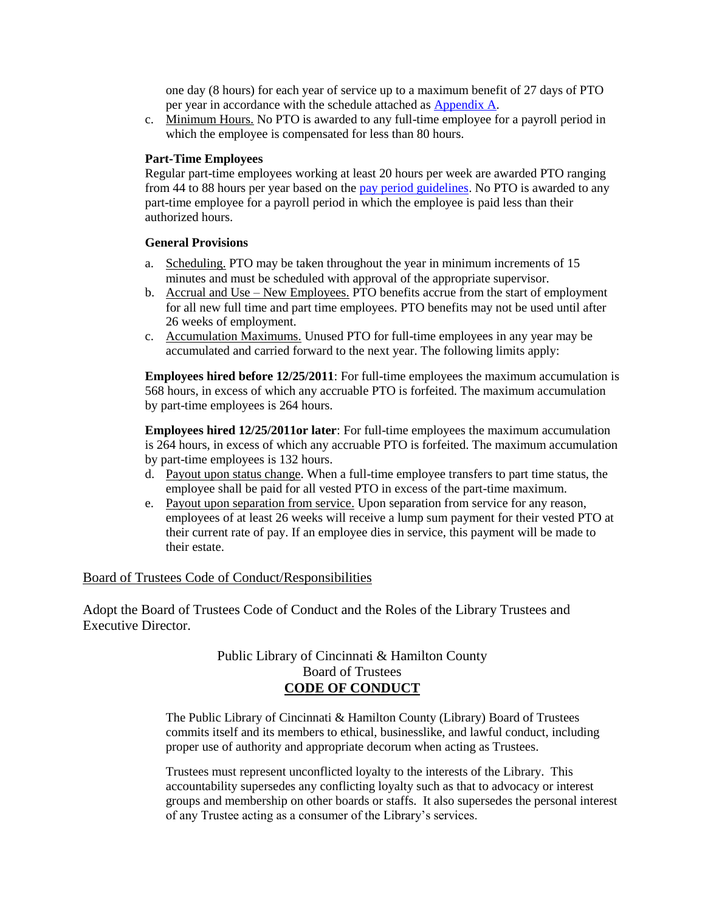one day (8 hours) for each year of service up to a maximum benefit of 27 days of PTO per year in accordance with the schedule attached as Appendix A.

c. Minimum Hours. No PTO is awarded to any full-time employee for a payroll period in which the employee is compensated for less than 80 hours.

**Part-Time Employees**

Regular part-time employees working at least 20 hours per week are awarded PTO ranging from 44 to 88 hours per year based on the pay period guidelines. No PTO is awarded to any part-time employee for a payroll period in which the employee is paid less than their authorized hours.

**General Provisions**

a. Scheduling. PTO may be taken throughout the year in minimum increments of 15 minutes and must be scheduled with approval of the appropriate supervisor.
b. Accrual and Use – New Employees. PTO benefits accrue from the start of employment for all new full time and part time employees. PTO benefits may not be used until after 26 weeks of employment.
c. Accumulation Maximums. Unused PTO for full-time employees in any year may be accumulated and carried forward to the next year. The following limits apply:

**Employees hired before 12/25/2011**: For full-time employees the maximum accumulation is 568 hours, in excess of which any accruable PTO is forfeited. The maximum accumulation by part-time employees is 264 hours.

**Employees hired 12/25/2011or later**: For full-time employees the maximum accumulation is 264 hours, in excess of which any accruable PTO is forfeited. The maximum accumulation by part-time employees is 132 hours.

d. Payout upon status change. When a full-time employee transfers to part time status, the employee shall be paid for all vested PTO in excess of the part-time maximum.
e. Payout upon separation from service. Upon separation from service for any reason, employees of at least 26 weeks will receive a lump sum payment for their vested PTO at their current rate of pay. If an employee dies in service, this payment will be made to their estate.

Board of Trustees Code of Conduct/Responsibilities

Adopt the Board of Trustees Code of Conduct and the Roles of the Library Trustees and Executive Director.

Public Library of Cincinnati & Hamilton County
Board of Trustees

**CODE OF CONDUCT**

The Public Library of Cincinnati & Hamilton County (Library) Board of Trustees commits itself and its members to ethical, businesslike, and lawful conduct, including proper use of authority and appropriate decorum when acting as Trustees.

Trustees must represent unconflicted loyalty to the interests of the Library. This accountability supersedes any conflicting loyalty such as that to advocacy or interest groups and membership on other boards or staffs. It also supersedes the personal interest of any Trustee acting as a consumer of the Library's services.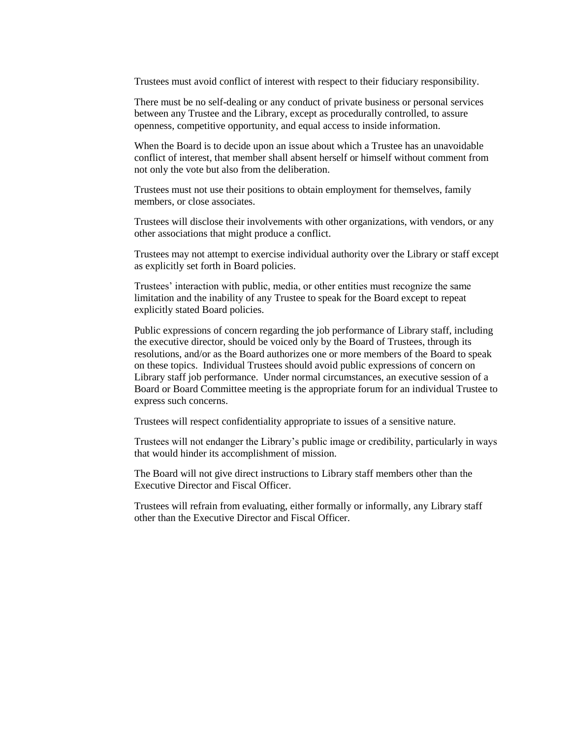Trustees must avoid conflict of interest with respect to their fiduciary responsibility.

There must be no self-dealing or any conduct of private business or personal services between any Trustee and the Library, except as procedurally controlled, to assure openness, competitive opportunity, and equal access to inside information.

When the Board is to decide upon an issue about which a Trustee has an unavoidable conflict of interest, that member shall absent herself or himself without comment from not only the vote but also from the deliberation.

Trustees must not use their positions to obtain employment for themselves, family members, or close associates.

Trustees will disclose their involvements with other organizations, with vendors, or any other associations that might produce a conflict.

Trustees may not attempt to exercise individual authority over the Library or staff except as explicitly set forth in Board policies.

Trustees' interaction with public, media, or other entities must recognize the same limitation and the inability of any Trustee to speak for the Board except to repeat explicitly stated Board policies.

Public expressions of concern regarding the job performance of Library staff, including the executive director, should be voiced only by the Board of Trustees, through its resolutions, and/or as the Board authorizes one or more members of the Board to speak on these topics. Individual Trustees should avoid public expressions of concern on Library staff job performance. Under normal circumstances, an executive session of a Board or Board Committee meeting is the appropriate forum for an individual Trustee to express such concerns.

Trustees will respect confidentiality appropriate to issues of a sensitive nature.

Trustees will not endanger the Library's public image or credibility, particularly in ways that would hinder its accomplishment of mission.

The Board will not give direct instructions to Library staff members other than the Executive Director and Fiscal Officer.

Trustees will refrain from evaluating, either formally or informally, any Library staff other than the Executive Director and Fiscal Officer.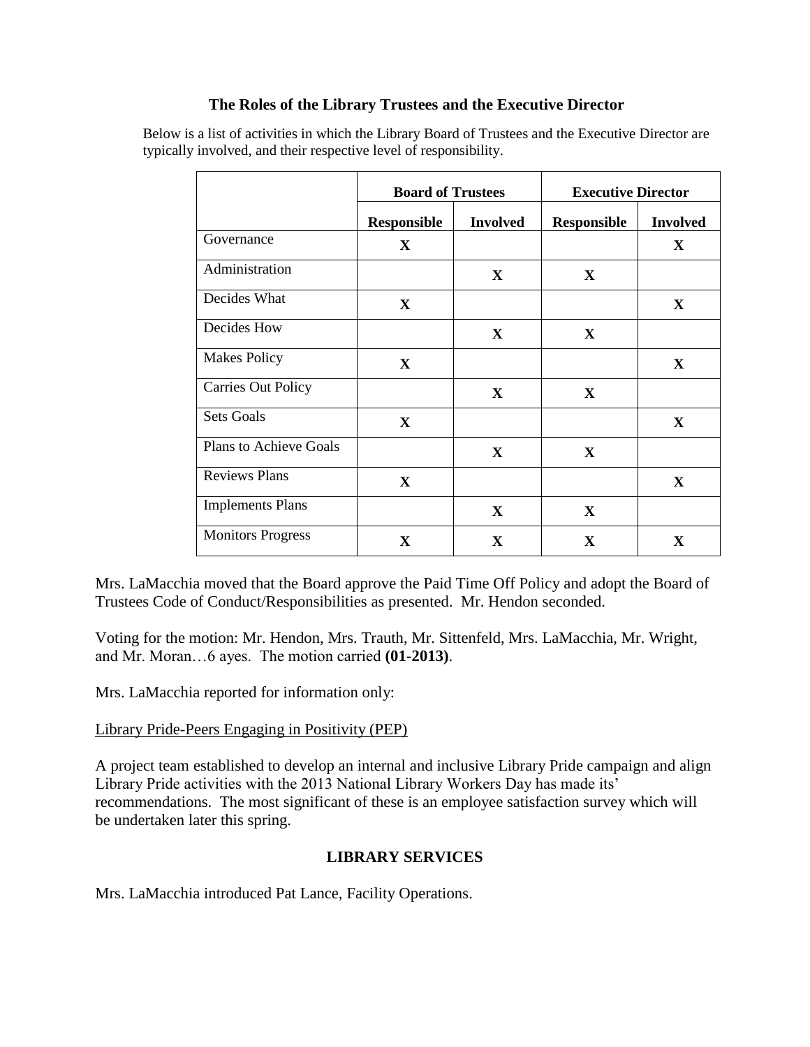**The Roles of the Library Trustees and the Executive Director**

Below is a list of activities in which the Library Board of Trustees and the Executive Director are typically involved, and their respective level of responsibility.

| | Board of Trustees | | Executive Director | |
|---|---|---|---|---|
| | **Responsible** | **Involved** | **Responsible** | **Involved** |
| Governance | X | | | X |
| Administration | | X | X | |
| Decides What | X | | | X |
| Decides How | | X | X | |
| Makes Policy | X | | | X |
| Carries Out Policy | | X | X | |
| Sets Goals | X | | | X |
| Plans to Achieve Goals | | X | X | |
| Reviews Plans | X | | | X |
| Implements Plans | | X | X | |
| Monitors Progress | X | X | X | X |

Mrs. LaMacchia moved that the Board approve the Paid Time Off Policy and adopt the Board of Trustees Code of Conduct/Responsibilities as presented. Mr. Hendon seconded.

Voting for the motion: Mr. Hendon, Mrs. Trauth, Mr. Sittenfeld, Mrs. LaMacchia, Mr. Wright, and Mr. Moran…6 ayes. The motion carried **(01-2013)**.

Mrs. LaMacchia reported for information only:

Library Pride-Peers Engaging in Positivity (PEP)

A project team established to develop an internal and inclusive Library Pride campaign and align Library Pride activities with the 2013 National Library Workers Day has made its' recommendations. The most significant of these is an employee satisfaction survey which will be undertaken later this spring.

## LIBRARY SERVICES

Mrs. LaMacchia introduced Pat Lance, Facility Operations.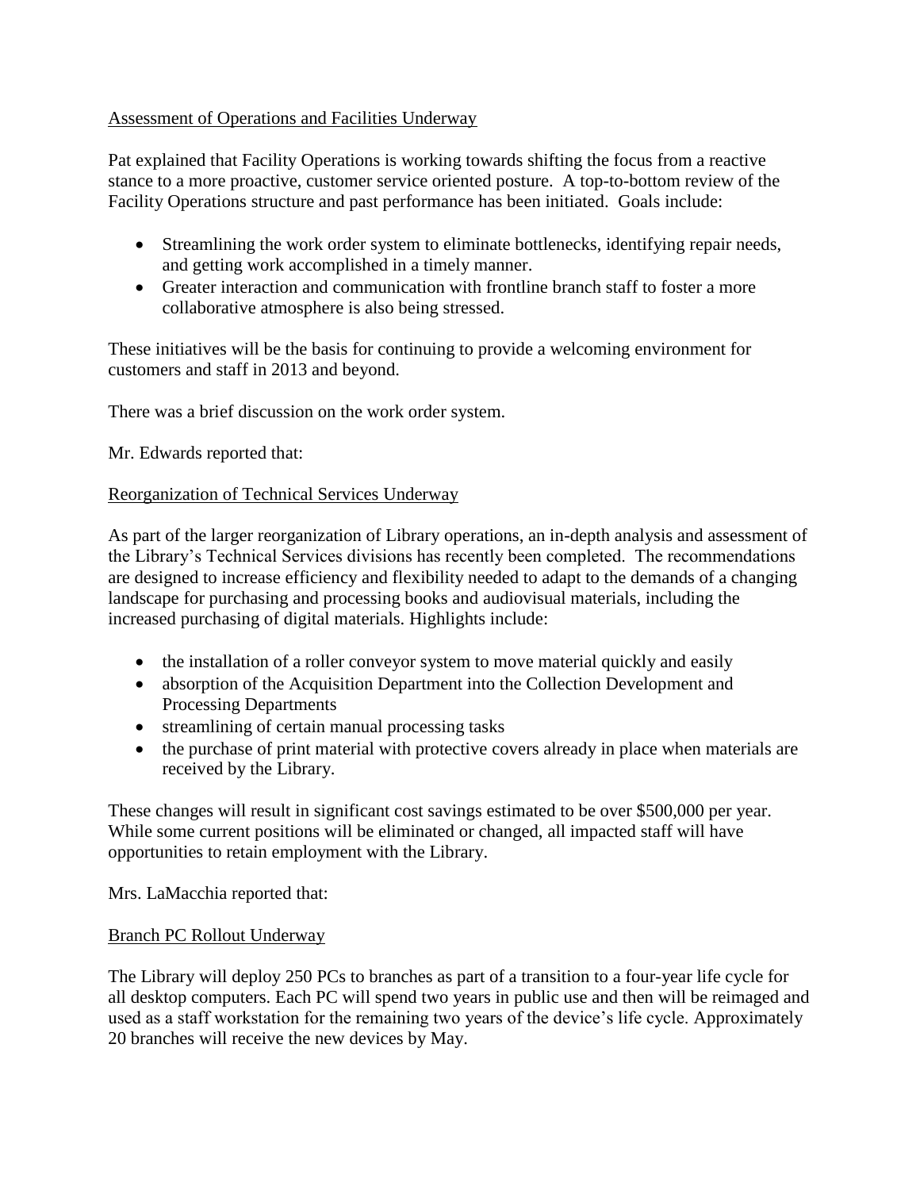Assessment of Operations and Facilities Underway

Pat explained that Facility Operations is working towards shifting the focus from a reactive stance to a more proactive, customer service oriented posture. A top-to-bottom review of the Facility Operations structure and past performance has been initiated. Goals include:

- Streamlining the work order system to eliminate bottlenecks, identifying repair needs, and getting work accomplished in a timely manner.
- Greater interaction and communication with frontline branch staff to foster a more collaborative atmosphere is also being stressed.

These initiatives will be the basis for continuing to provide a welcoming environment for customers and staff in 2013 and beyond.

There was a brief discussion on the work order system.

Mr. Edwards reported that:

Reorganization of Technical Services Underway

As part of the larger reorganization of Library operations, an in-depth analysis and assessment of the Library's Technical Services divisions has recently been completed. The recommendations are designed to increase efficiency and flexibility needed to adapt to the demands of a changing landscape for purchasing and processing books and audiovisual materials, including the increased purchasing of digital materials. Highlights include:

- the installation of a roller conveyor system to move material quickly and easily
- absorption of the Acquisition Department into the Collection Development and Processing Departments
- streamlining of certain manual processing tasks
- the purchase of print material with protective covers already in place when materials are received by the Library.

These changes will result in significant cost savings estimated to be over $500,000 per year. While some current positions will be eliminated or changed, all impacted staff will have opportunities to retain employment with the Library.

Mrs. LaMacchia reported that:

Branch PC Rollout Underway

The Library will deploy 250 PCs to branches as part of a transition to a four-year life cycle for all desktop computers. Each PC will spend two years in public use and then will be reimaged and used as a staff workstation for the remaining two years of the device's life cycle. Approximately 20 branches will receive the new devices by May.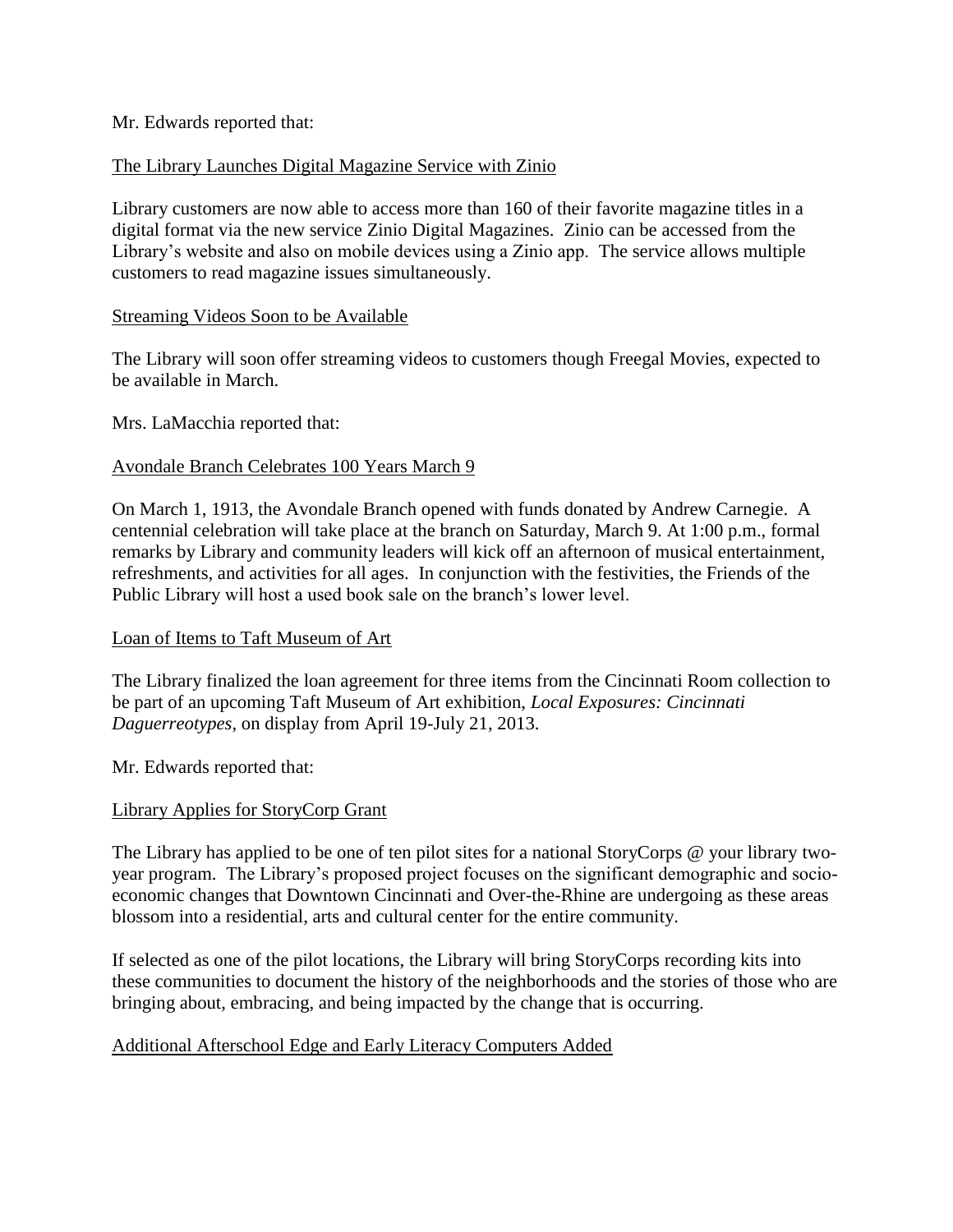Mr. Edwards reported that:

<u>The Library Launches Digital Magazine Service with Zinio</u>

Library customers are now able to access more than 160 of their favorite magazine titles in a digital format via the new service Zinio Digital Magazines. Zinio can be accessed from the Library's website and also on mobile devices using a Zinio app. The service allows multiple customers to read magazine issues simultaneously.

<u>Streaming Videos Soon to be Available</u>

The Library will soon offer streaming videos to customers though Freegal Movies, expected to be available in March.

Mrs. LaMacchia reported that:

<u>Avondale Branch Celebrates 100 Years March 9</u>

On March 1, 1913, the Avondale Branch opened with funds donated by Andrew Carnegie. A centennial celebration will take place at the branch on Saturday, March 9. At 1:00 p.m., formal remarks by Library and community leaders will kick off an afternoon of musical entertainment, refreshments, and activities for all ages. In conjunction with the festivities, the Friends of the Public Library will host a used book sale on the branch's lower level.

<u>Loan of Items to Taft Museum of Art</u>

The Library finalized the loan agreement for three items from the Cincinnati Room collection to be part of an upcoming Taft Museum of Art exhibition, *Local Exposures: Cincinnati Daguerreotypes*, on display from April 19-July 21, 2013.

Mr. Edwards reported that:

<u>Library Applies for StoryCorp Grant</u>

The Library has applied to be one of ten pilot sites for a national StoryCorps @ your library two-year program. The Library's proposed project focuses on the significant demographic and socio-economic changes that Downtown Cincinnati and Over-the-Rhine are undergoing as these areas blossom into a residential, arts and cultural center for the entire community.

If selected as one of the pilot locations, the Library will bring StoryCorps recording kits into these communities to document the history of the neighborhoods and the stories of those who are bringing about, embracing, and being impacted by the change that is occurring.

<u>Additional Afterschool Edge and Early Literacy Computers Added</u>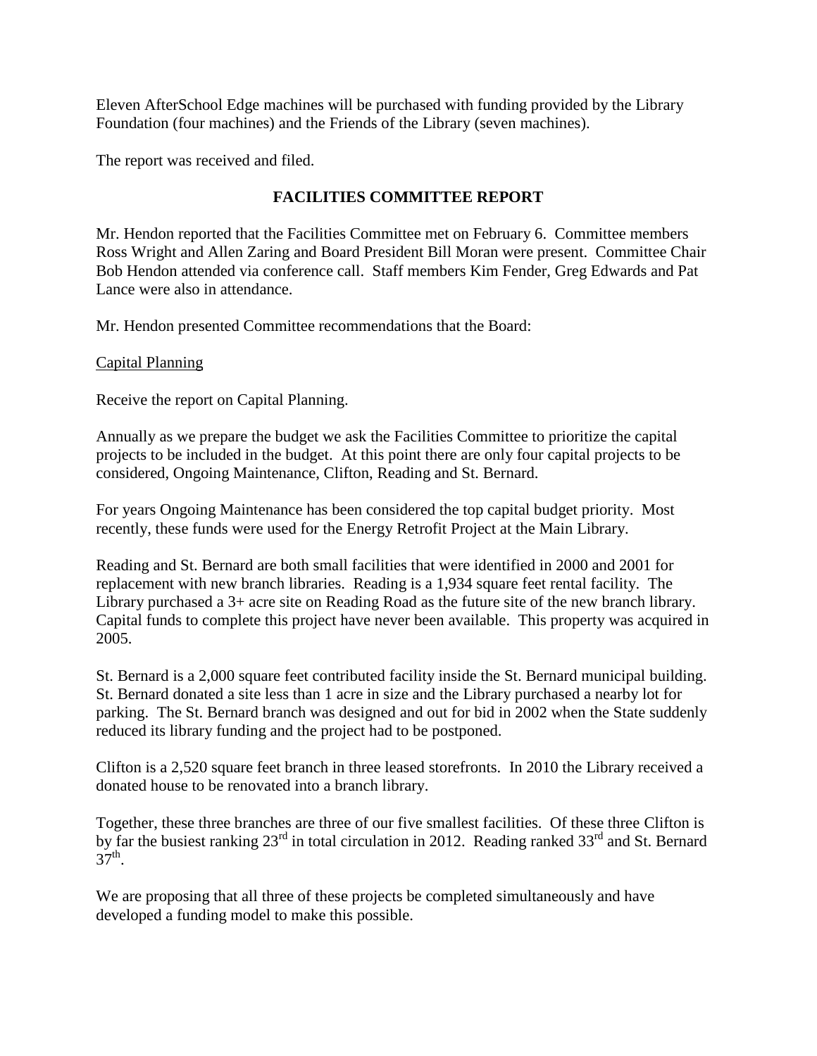Eleven AfterSchool Edge machines will be purchased with funding provided by the Library Foundation (four machines) and the Friends of the Library (seven machines).

The report was received and filed.

## FACILITIES COMMITTEE REPORT

Mr. Hendon reported that the Facilities Committee met on February 6. Committee members Ross Wright and Allen Zaring and Board President Bill Moran were present. Committee Chair Bob Hendon attended via conference call. Staff members Kim Fender, Greg Edwards and Pat Lance were also in attendance.

Mr. Hendon presented Committee recommendations that the Board:

Capital Planning

Receive the report on Capital Planning.

Annually as we prepare the budget we ask the Facilities Committee to prioritize the capital projects to be included in the budget. At this point there are only four capital projects to be considered, Ongoing Maintenance, Clifton, Reading and St. Bernard.

For years Ongoing Maintenance has been considered the top capital budget priority. Most recently, these funds were used for the Energy Retrofit Project at the Main Library.

Reading and St. Bernard are both small facilities that were identified in 2000 and 2001 for replacement with new branch libraries. Reading is a 1,934 square feet rental facility. The Library purchased a 3+ acre site on Reading Road as the future site of the new branch library. Capital funds to complete this project have never been available. This property was acquired in 2005.

St. Bernard is a 2,000 square feet contributed facility inside the St. Bernard municipal building. St. Bernard donated a site less than 1 acre in size and the Library purchased a nearby lot for parking. The St. Bernard branch was designed and out for bid in 2002 when the State suddenly reduced its library funding and the project had to be postponed.

Clifton is a 2,520 square feet branch in three leased storefronts. In 2010 the Library received a donated house to be renovated into a branch library.

Together, these three branches are three of our five smallest facilities. Of these three Clifton is by far the busiest ranking 23rd in total circulation in 2012. Reading ranked 33rd and St. Bernard 37th.

We are proposing that all three of these projects be completed simultaneously and have developed a funding model to make this possible.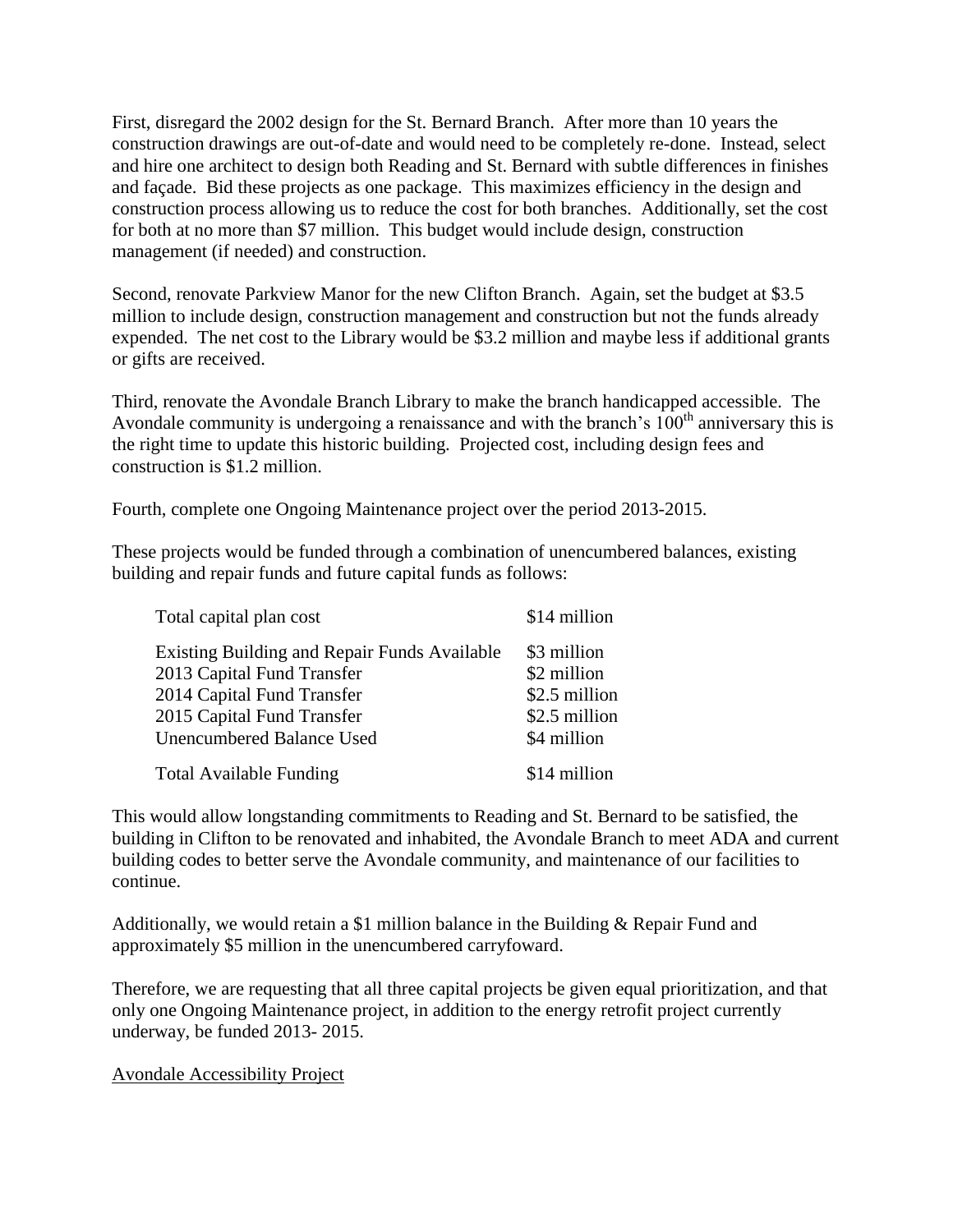First, disregard the 2002 design for the St. Bernard Branch. After more than 10 years the construction drawings are out-of-date and would need to be completely re-done. Instead, select and hire one architect to design both Reading and St. Bernard with subtle differences in finishes and façade. Bid these projects as one package. This maximizes efficiency in the design and construction process allowing us to reduce the cost for both branches. Additionally, set the cost for both at no more than $7 million. This budget would include design, construction management (if needed) and construction.

Second, renovate Parkview Manor for the new Clifton Branch. Again, set the budget at $3.5 million to include design, construction management and construction but not the funds already expended. The net cost to the Library would be $3.2 million and maybe less if additional grants or gifts are received.

Third, renovate the Avondale Branch Library to make the branch handicapped accessible. The Avondale community is undergoing a renaissance and with the branch's 100th anniversary this is the right time to update this historic building. Projected cost, including design fees and construction is $1.2 million.

Fourth, complete one Ongoing Maintenance project over the period 2013-2015.

These projects would be funded through a combination of unencumbered balances, existing building and repair funds and future capital funds as follows:

| | |
|---|---|
| Total capital plan cost | $14 million |
| Existing Building and Repair Funds Available | $3 million |
| 2013 Capital Fund Transfer | $2 million |
| 2014 Capital Fund Transfer | $2.5 million |
| 2015 Capital Fund Transfer | $2.5 million |
| Unencumbered Balance Used | $4 million |
| Total Available Funding | $14 million |

This would allow longstanding commitments to Reading and St. Bernard to be satisfied, the building in Clifton to be renovated and inhabited, the Avondale Branch to meet ADA and current building codes to better serve the Avondale community, and maintenance of our facilities to continue.

Additionally, we would retain a $1 million balance in the Building & Repair Fund and approximately $5 million in the unencumbered carryfoward.

Therefore, we are requesting that all three capital projects be given equal prioritization, and that only one Ongoing Maintenance project, in addition to the energy retrofit project currently underway, be funded 2013- 2015.

<u>Avondale Accessibility Project</u>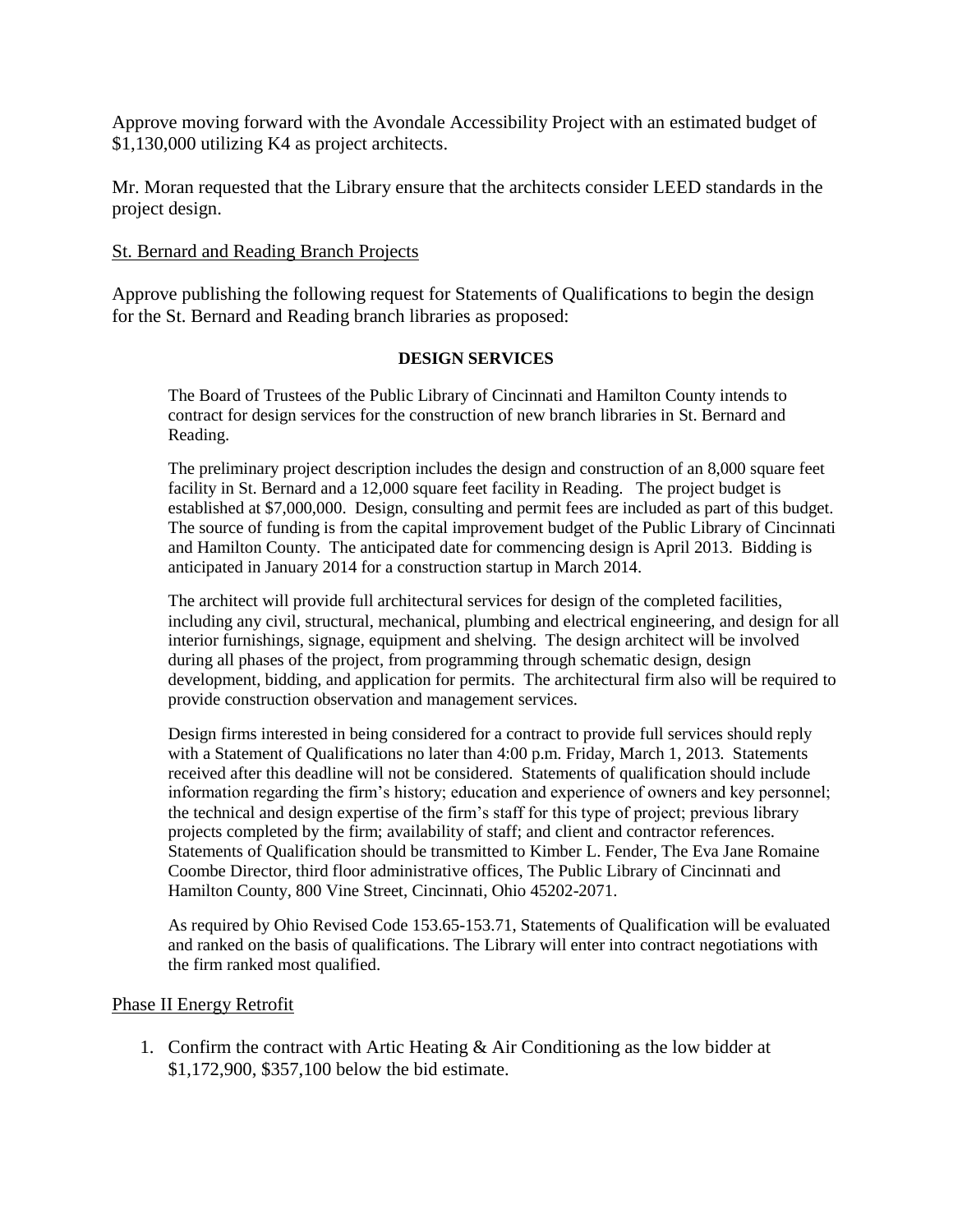Approve moving forward with the Avondale Accessibility Project with an estimated budget of $1,130,000 utilizing K4 as project architects.

Mr. Moran requested that the Library ensure that the architects consider LEED standards in the project design.

St. Bernard and Reading Branch Projects

Approve publishing the following request for Statements of Qualifications to begin the design for the St. Bernard and Reading branch libraries as proposed:

**DESIGN SERVICES**

> The Board of Trustees of the Public Library of Cincinnati and Hamilton County intends to contract for design services for the construction of new branch libraries in St. Bernard and Reading.
>
> The preliminary project description includes the design and construction of an 8,000 square feet facility in St. Bernard and a 12,000 square feet facility in Reading. The project budget is established at $7,000,000. Design, consulting and permit fees are included as part of this budget. The source of funding is from the capital improvement budget of the Public Library of Cincinnati and Hamilton County. The anticipated date for commencing design is April 2013. Bidding is anticipated in January 2014 for a construction startup in March 2014.
>
> The architect will provide full architectural services for design of the completed facilities, including any civil, structural, mechanical, plumbing and electrical engineering, and design for all interior furnishings, signage, equipment and shelving. The design architect will be involved during all phases of the project, from programming through schematic design, design development, bidding, and application for permits. The architectural firm also will be required to provide construction observation and management services.
>
> Design firms interested in being considered for a contract to provide full services should reply with a Statement of Qualifications no later than 4:00 p.m. Friday, March 1, 2013. Statements received after this deadline will not be considered. Statements of qualification should include information regarding the firm's history; education and experience of owners and key personnel; the technical and design expertise of the firm's staff for this type of project; previous library projects completed by the firm; availability of staff; and client and contractor references. Statements of Qualification should be transmitted to Kimber L. Fender, The Eva Jane Romaine Coombe Director, third floor administrative offices, The Public Library of Cincinnati and Hamilton County, 800 Vine Street, Cincinnati, Ohio 45202-2071.
>
> As required by Ohio Revised Code 153.65-153.71, Statements of Qualification will be evaluated and ranked on the basis of qualifications. The Library will enter into contract negotiations with the firm ranked most qualified.

Phase II Energy Retrofit

1. Confirm the contract with Artic Heating & Air Conditioning as the low bidder at $1,172,900, $357,100 below the bid estimate.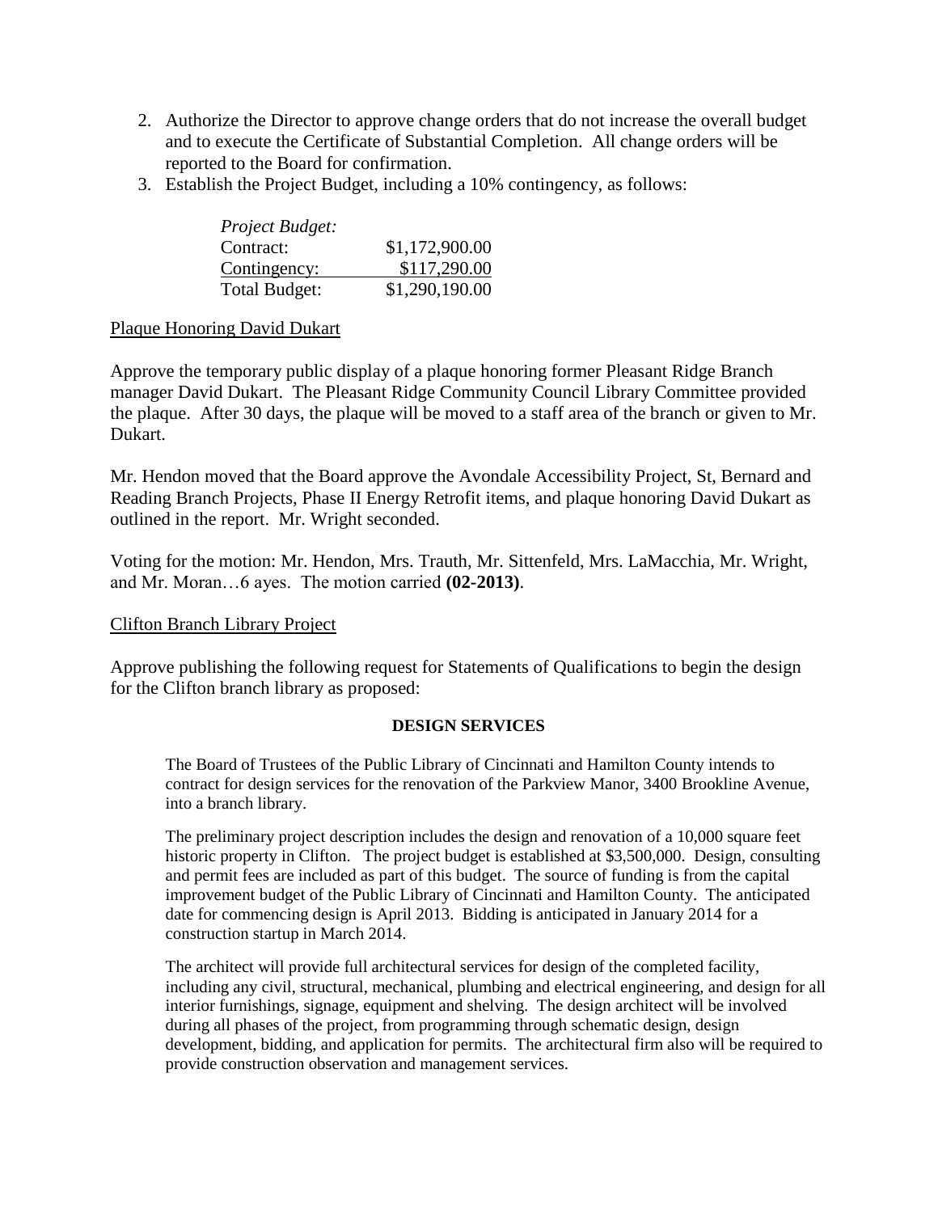2. Authorize the Director to approve change orders that do not increase the overall budget and to execute the Certificate of Substantial Completion. All change orders will be reported to the Board for confirmation.
3. Establish the Project Budget, including a 10% contingency, as follows:

| *Project Budget:* | |
|---|---|
| Contract: | $1,172,900.00 |
| Contingency: | $117,290.00 |
| Total Budget: | $1,290,190.00 |

Plaque Honoring David Dukart

Approve the temporary public display of a plaque honoring former Pleasant Ridge Branch manager David Dukart. The Pleasant Ridge Community Council Library Committee provided the plaque. After 30 days, the plaque will be moved to a staff area of the branch or given to Mr. Dukart.

Mr. Hendon moved that the Board approve the Avondale Accessibility Project, St, Bernard and Reading Branch Projects, Phase II Energy Retrofit items, and plaque honoring David Dukart as outlined in the report. Mr. Wright seconded.

Voting for the motion: Mr. Hendon, Mrs. Trauth, Mr. Sittenfeld, Mrs. LaMacchia, Mr. Wright, and Mr. Moran…6 ayes. The motion carried **(02-2013)**.

Clifton Branch Library Project

Approve publishing the following request for Statements of Qualifications to begin the design for the Clifton branch library as proposed:

**DESIGN SERVICES**

The Board of Trustees of the Public Library of Cincinnati and Hamilton County intends to contract for design services for the renovation of the Parkview Manor, 3400 Brookline Avenue, into a branch library.

The preliminary project description includes the design and renovation of a 10,000 square feet historic property in Clifton. The project budget is established at $3,500,000. Design, consulting and permit fees are included as part of this budget. The source of funding is from the capital improvement budget of the Public Library of Cincinnati and Hamilton County. The anticipated date for commencing design is April 2013. Bidding is anticipated in January 2014 for a construction startup in March 2014.

The architect will provide full architectural services for design of the completed facility, including any civil, structural, mechanical, plumbing and electrical engineering, and design for all interior furnishings, signage, equipment and shelving. The design architect will be involved during all phases of the project, from programming through schematic design, design development, bidding, and application for permits. The architectural firm also will be required to provide construction observation and management services.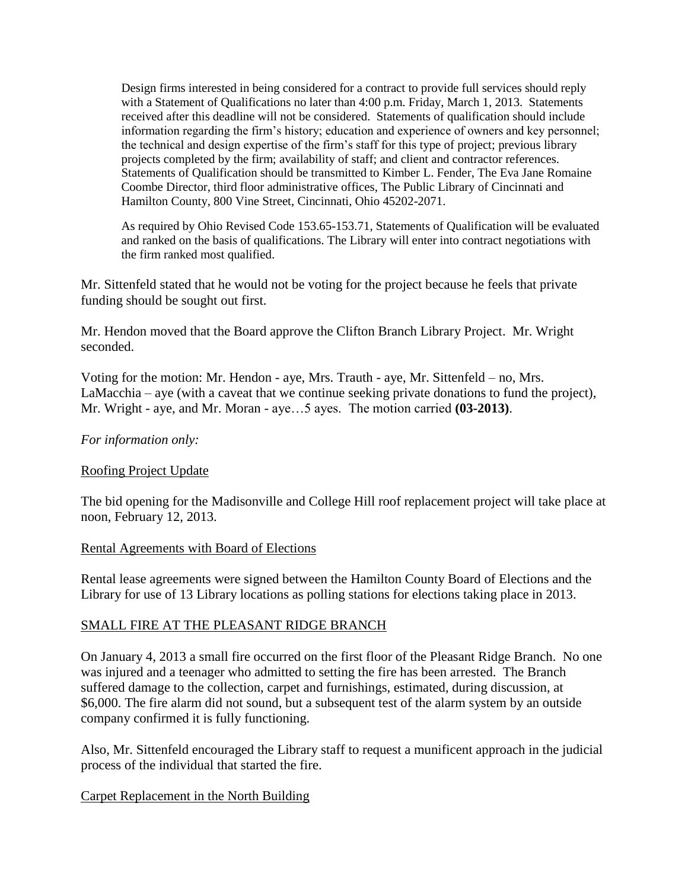> Design firms interested in being considered for a contract to provide full services should reply with a Statement of Qualifications no later than 4:00 p.m. Friday, March 1, 2013. Statements received after this deadline will not be considered. Statements of qualification should include information regarding the firm's history; education and experience of owners and key personnel; the technical and design expertise of the firm's staff for this type of project; previous library projects completed by the firm; availability of staff; and client and contractor references. Statements of Qualification should be transmitted to Kimber L. Fender, The Eva Jane Romaine Coombe Director, third floor administrative offices, The Public Library of Cincinnati and Hamilton County, 800 Vine Street, Cincinnati, Ohio 45202-2071.
>
> As required by Ohio Revised Code 153.65-153.71, Statements of Qualification will be evaluated and ranked on the basis of qualifications. The Library will enter into contract negotiations with the firm ranked most qualified.

Mr. Sittenfeld stated that he would not be voting for the project because he feels that private funding should be sought out first.

Mr. Hendon moved that the Board approve the Clifton Branch Library Project. Mr. Wright seconded.

Voting for the motion: Mr. Hendon - aye, Mrs. Trauth - aye, Mr. Sittenfeld – no, Mrs. LaMacchia – aye (with a caveat that we continue seeking private donations to fund the project), Mr. Wright - aye, and Mr. Moran - aye…5 ayes. The motion carried **(03-2013)**.

*For information only:*

Roofing Project Update

The bid opening for the Madisonville and College Hill roof replacement project will take place at noon, February 12, 2013.

Rental Agreements with Board of Elections

Rental lease agreements were signed between the Hamilton County Board of Elections and the Library for use of 13 Library locations as polling stations for elections taking place in 2013.

SMALL FIRE AT THE PLEASANT RIDGE BRANCH

On January 4, 2013 a small fire occurred on the first floor of the Pleasant Ridge Branch. No one was injured and a teenager who admitted to setting the fire has been arrested. The Branch suffered damage to the collection, carpet and furnishings, estimated, during discussion, at $6,000. The fire alarm did not sound, but a subsequent test of the alarm system by an outside company confirmed it is fully functioning.

Also, Mr. Sittenfeld encouraged the Library staff to request a munificent approach in the judicial process of the individual that started the fire.

Carpet Replacement in the North Building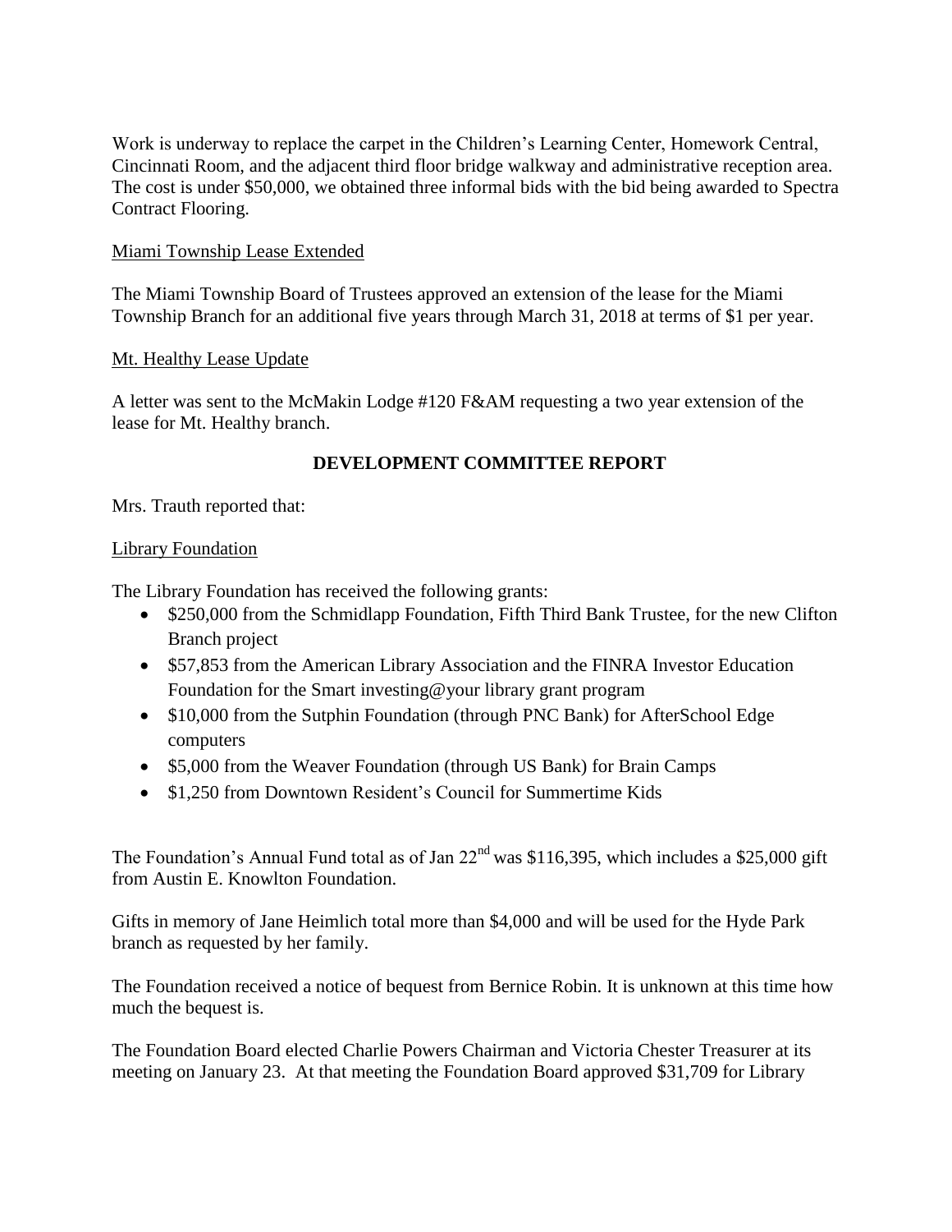Work is underway to replace the carpet in the Children's Learning Center, Homework Central, Cincinnati Room, and the adjacent third floor bridge walkway and administrative reception area. The cost is under $50,000, we obtained three informal bids with the bid being awarded to Spectra Contract Flooring.

Miami Township Lease Extended

The Miami Township Board of Trustees approved an extension of the lease for the Miami Township Branch for an additional five years through March 31, 2018 at terms of $1 per year.

Mt. Healthy Lease Update

A letter was sent to the McMakin Lodge #120 F&AM requesting a two year extension of the lease for Mt. Healthy branch.

**DEVELOPMENT COMMITTEE REPORT**

Mrs. Trauth reported that:

Library Foundation

The Library Foundation has received the following grants:

- $250,000 from the Schmidlapp Foundation, Fifth Third Bank Trustee, for the new Clifton Branch project
- $57,853 from the American Library Association and the FINRA Investor Education Foundation for the Smart investing@your library grant program
- $10,000 from the Sutphin Foundation (through PNC Bank) for AfterSchool Edge computers
- $5,000 from the Weaver Foundation (through US Bank) for Brain Camps
- $1,250 from Downtown Resident's Council for Summertime Kids

The Foundation's Annual Fund total as of Jan 22nd was $116,395, which includes a $25,000 gift from Austin E. Knowlton Foundation.

Gifts in memory of Jane Heimlich total more than $4,000 and will be used for the Hyde Park branch as requested by her family.

The Foundation received a notice of bequest from Bernice Robin. It is unknown at this time how much the bequest is.

The Foundation Board elected Charlie Powers Chairman and Victoria Chester Treasurer at its meeting on January 23. At that meeting the Foundation Board approved $31,709 for Library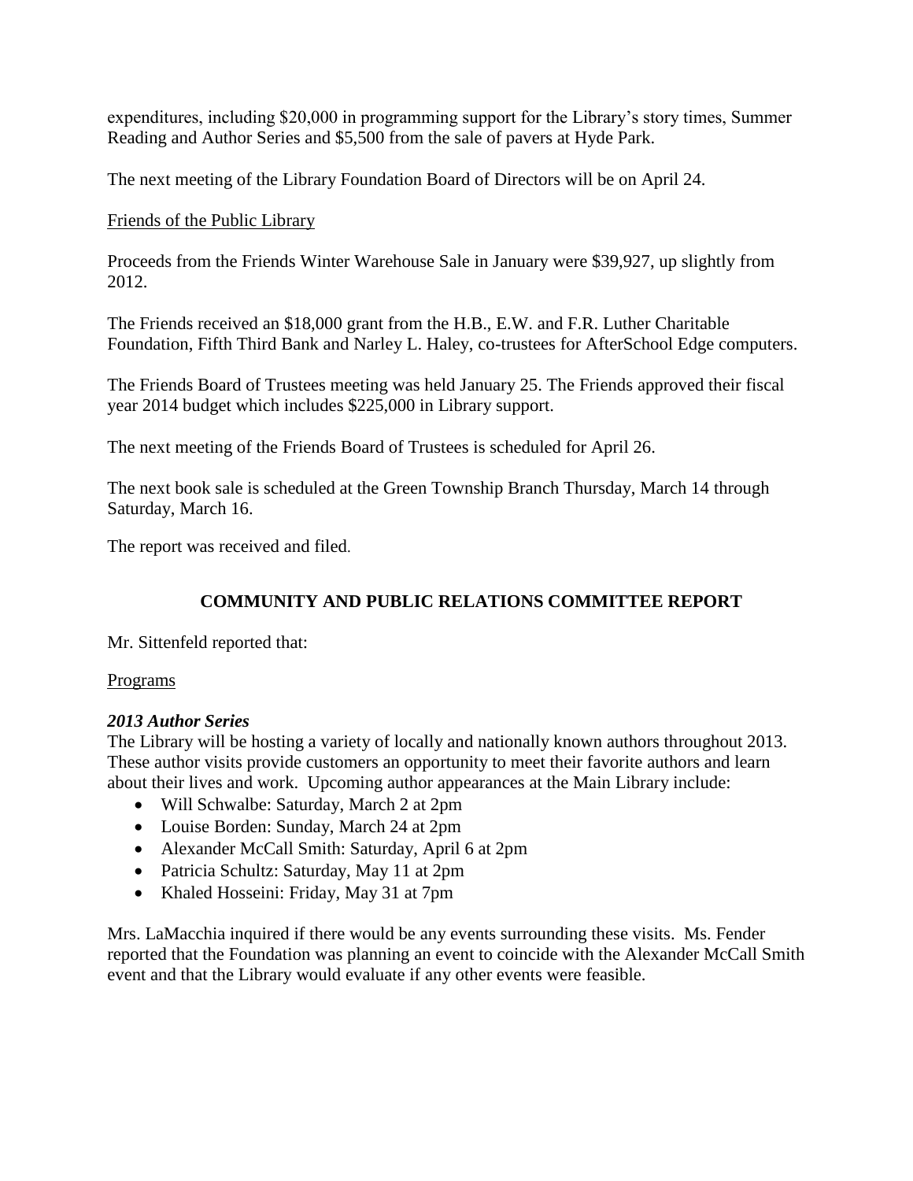expenditures, including $20,000 in programming support for the Library's story times, Summer Reading and Author Series and $5,500 from the sale of pavers at Hyde Park.

The next meeting of the Library Foundation Board of Directors will be on April 24.

<u>Friends of the Public Library</u>

Proceeds from the Friends Winter Warehouse Sale in January were $39,927, up slightly from 2012.

The Friends received an $18,000 grant from the H.B., E.W. and F.R. Luther Charitable Foundation, Fifth Third Bank and Narley L. Haley, co-trustees for AfterSchool Edge computers.

The Friends Board of Trustees meeting was held January 25. The Friends approved their fiscal year 2014 budget which includes $225,000 in Library support.

The next meeting of the Friends Board of Trustees is scheduled for April 26.

The next book sale is scheduled at the Green Township Branch Thursday, March 14 through Saturday, March 16.

The report was received and filed.

## COMMUNITY AND PUBLIC RELATIONS COMMITTEE REPORT

Mr. Sittenfeld reported that:

<u>Programs</u>

***2013 Author Series***

The Library will be hosting a variety of locally and nationally known authors throughout 2013. These author visits provide customers an opportunity to meet their favorite authors and learn about their lives and work. Upcoming author appearances at the Main Library include:

- Will Schwalbe: Saturday, March 2 at 2pm
- Louise Borden: Sunday, March 24 at 2pm
- Alexander McCall Smith: Saturday, April 6 at 2pm
- Patricia Schultz: Saturday, May 11 at 2pm
- Khaled Hosseini: Friday, May 31 at 7pm

Mrs. LaMacchia inquired if there would be any events surrounding these visits. Ms. Fender reported that the Foundation was planning an event to coincide with the Alexander McCall Smith event and that the Library would evaluate if any other events were feasible.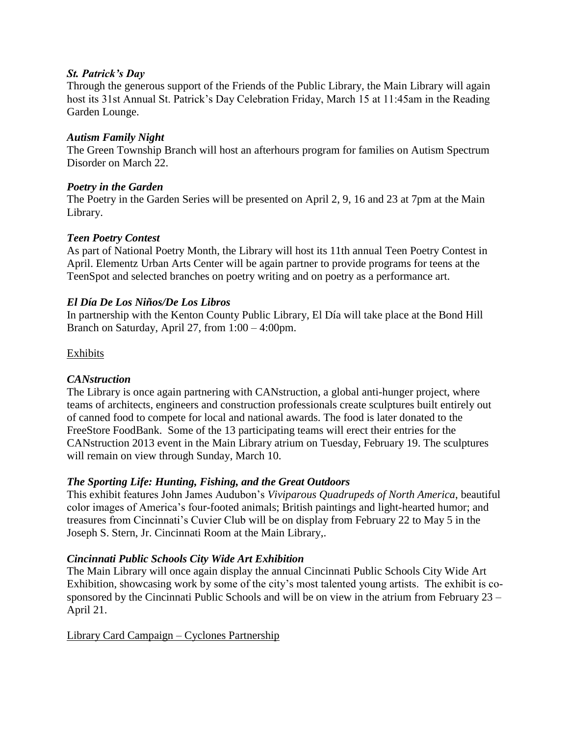*St. Patrick's Day*

Through the generous support of the Friends of the Public Library, the Main Library will again host its 31st Annual St. Patrick's Day Celebration Friday, March 15 at 11:45am in the Reading Garden Lounge.

*Autism Family Night*

The Green Township Branch will host an afterhours program for families on Autism Spectrum Disorder on March 22.

*Poetry in the Garden*

The Poetry in the Garden Series will be presented on April 2, 9, 16 and 23 at 7pm at the Main Library.

*Teen Poetry Contest*

As part of National Poetry Month, the Library will host its 11th annual Teen Poetry Contest in April. Elementz Urban Arts Center will be again partner to provide programs for teens at the TeenSpot and selected branches on poetry writing and on poetry as a performance art.

*El Día De Los Niños/De Los Libros*

In partnership with the Kenton County Public Library, El Día will take place at the Bond Hill Branch on Saturday, April 27, from 1:00 – 4:00pm.

<u>Exhibits</u>

*CANstruction*

The Library is once again partnering with CANstruction, a global anti-hunger project, where teams of architects, engineers and construction professionals create sculptures built entirely out of canned food to compete for local and national awards. The food is later donated to the FreeStore FoodBank. Some of the 13 participating teams will erect their entries for the CANstruction 2013 event in the Main Library atrium on Tuesday, February 19. The sculptures will remain on view through Sunday, March 10.

*The Sporting Life: Hunting, Fishing, and the Great Outdoors*

This exhibit features John James Audubon's *Viviparous Quadrupeds of North America*, beautiful color images of America's four-footed animals; British paintings and light-hearted humor; and treasures from Cincinnati's Cuvier Club will be on display from February 22 to May 5 in the Joseph S. Stern, Jr. Cincinnati Room at the Main Library,.

*Cincinnati Public Schools City Wide Art Exhibition*

The Main Library will once again display the annual Cincinnati Public Schools City Wide Art Exhibition, showcasing work by some of the city's most talented young artists. The exhibit is co-sponsored by the Cincinnati Public Schools and will be on view in the atrium from February 23 – April 21.

<u>Library Card Campaign – Cyclones Partnership</u>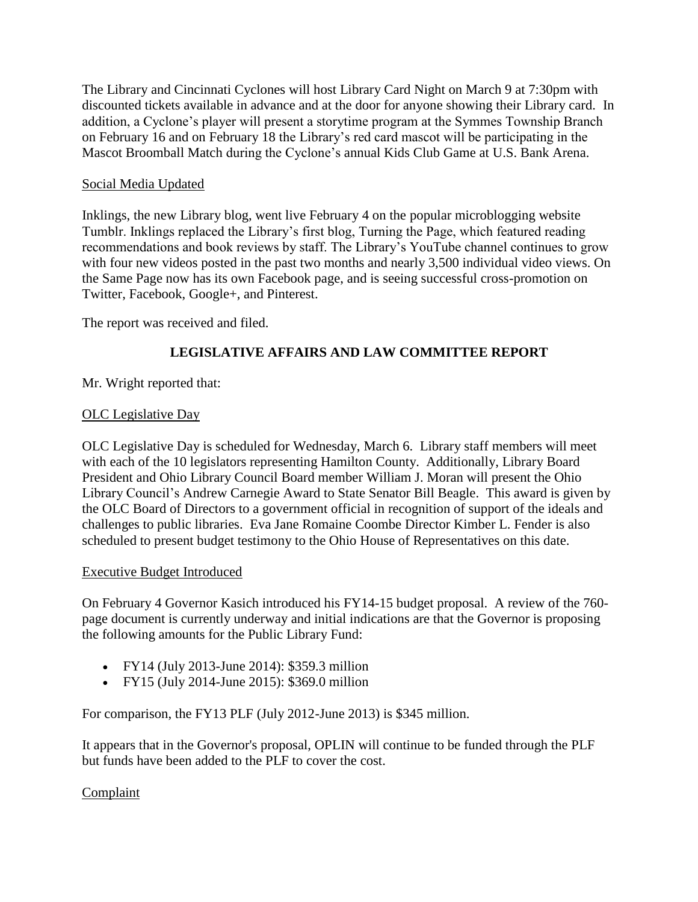The Library and Cincinnati Cyclones will host Library Card Night on March 9 at 7:30pm with discounted tickets available in advance and at the door for anyone showing their Library card. In addition, a Cyclone's player will present a storytime program at the Symmes Township Branch on February 16 and on February 18 the Library's red card mascot will be participating in the Mascot Broomball Match during the Cyclone's annual Kids Club Game at U.S. Bank Arena.

Social Media Updated

Inklings, the new Library blog, went live February 4 on the popular microblogging website Tumblr. Inklings replaced the Library's first blog, Turning the Page, which featured reading recommendations and book reviews by staff. The Library's YouTube channel continues to grow with four new videos posted in the past two months and nearly 3,500 individual video views. On the Same Page now has its own Facebook page, and is seeing successful cross-promotion on Twitter, Facebook, Google+, and Pinterest.

The report was received and filed.

## LEGISLATIVE AFFAIRS AND LAW COMMITTEE REPORT

Mr. Wright reported that:

OLC Legislative Day

OLC Legislative Day is scheduled for Wednesday, March 6. Library staff members will meet with each of the 10 legislators representing Hamilton County. Additionally, Library Board President and Ohio Library Council Board member William J. Moran will present the Ohio Library Council's Andrew Carnegie Award to State Senator Bill Beagle. This award is given by the OLC Board of Directors to a government official in recognition of support of the ideals and challenges to public libraries. Eva Jane Romaine Coombe Director Kimber L. Fender is also scheduled to present budget testimony to the Ohio House of Representatives on this date.

Executive Budget Introduced

On February 4 Governor Kasich introduced his FY14-15 budget proposal. A review of the 760-page document is currently underway and initial indications are that the Governor is proposing the following amounts for the Public Library Fund:

- FY14 (July 2013-June 2014): $359.3 million
- FY15 (July 2014-June 2015): $369.0 million

For comparison, the FY13 PLF (July 2012-June 2013) is $345 million.

It appears that in the Governor's proposal, OPLIN will continue to be funded through the PLF but funds have been added to the PLF to cover the cost.

Complaint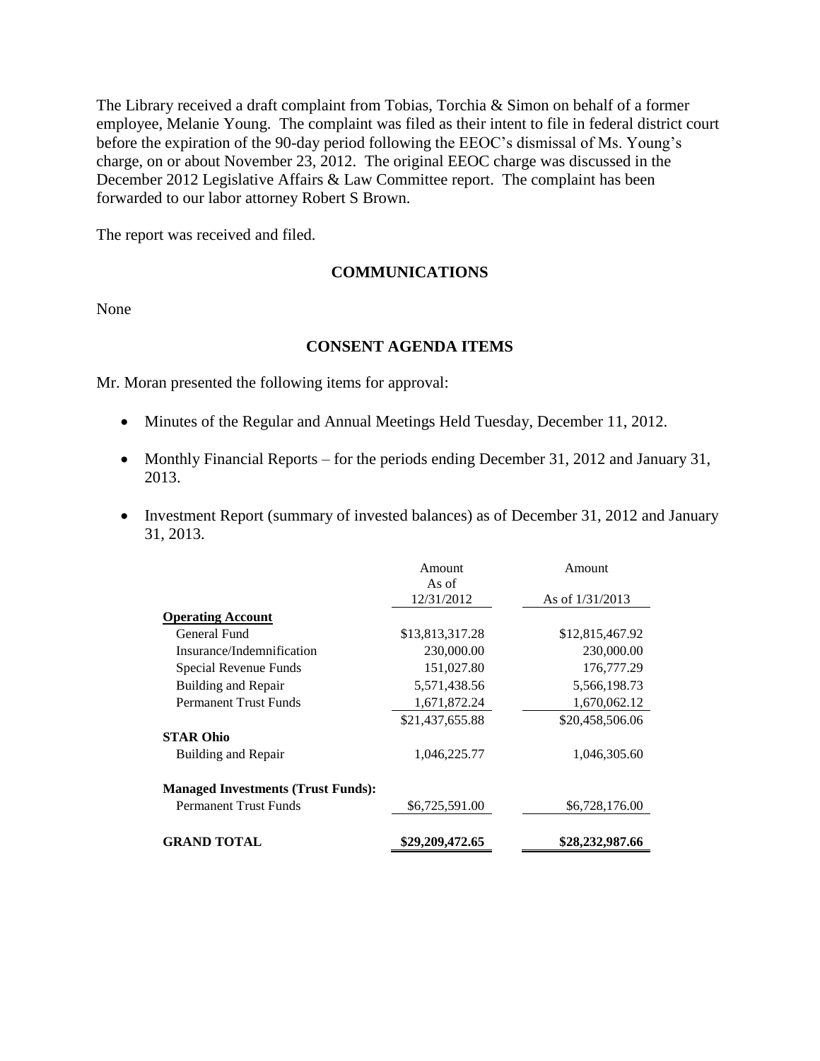The Library received a draft complaint from Tobias, Torchia & Simon on behalf of a former employee, Melanie Young. The complaint was filed as their intent to file in federal district court before the expiration of the 90-day period following the EEOC's dismissal of Ms. Young's charge, on or about November 23, 2012. The original EEOC charge was discussed in the December 2012 Legislative Affairs & Law Committee report. The complaint has been forwarded to our labor attorney Robert S Brown.

The report was received and filed.

## COMMUNICATIONS

None

## CONSENT AGENDA ITEMS

Mr. Moran presented the following items for approval:

- Minutes of the Regular and Annual Meetings Held Tuesday, December 11, 2012.
- Monthly Financial Reports – for the periods ending December 31, 2012 and January 31, 2013.
- Investment Report (summary of invested balances) as of December 31, 2012 and January 31, 2013.

| | Amount As of 12/31/2012 | Amount As of 1/31/2013 |
|---|---|---|
| **Operating Account** | | |
| General Fund | $13,813,317.28 | $12,815,467.92 |
| Insurance/Indemnification | 230,000.00 | 230,000.00 |
| Special Revenue Funds | 151,027.80 | 176,777.29 |
| Building and Repair | 5,571,438.56 | 5,566,198.73 |
| Permanent Trust Funds | 1,671,872.24 | 1,670,062.12 |
| | $21,437,655.88 | $20,458,506.06 |
| **STAR Ohio** | | |
| Building and Repair | 1,046,225.77 | 1,046,305.60 |
| **Managed Investments (Trust Funds):** | | |
| Permanent Trust Funds | $6,725,591.00 | $6,728,176.00 |
| **GRAND TOTAL** | **$29,209,472.65** | **$28,232,987.66** |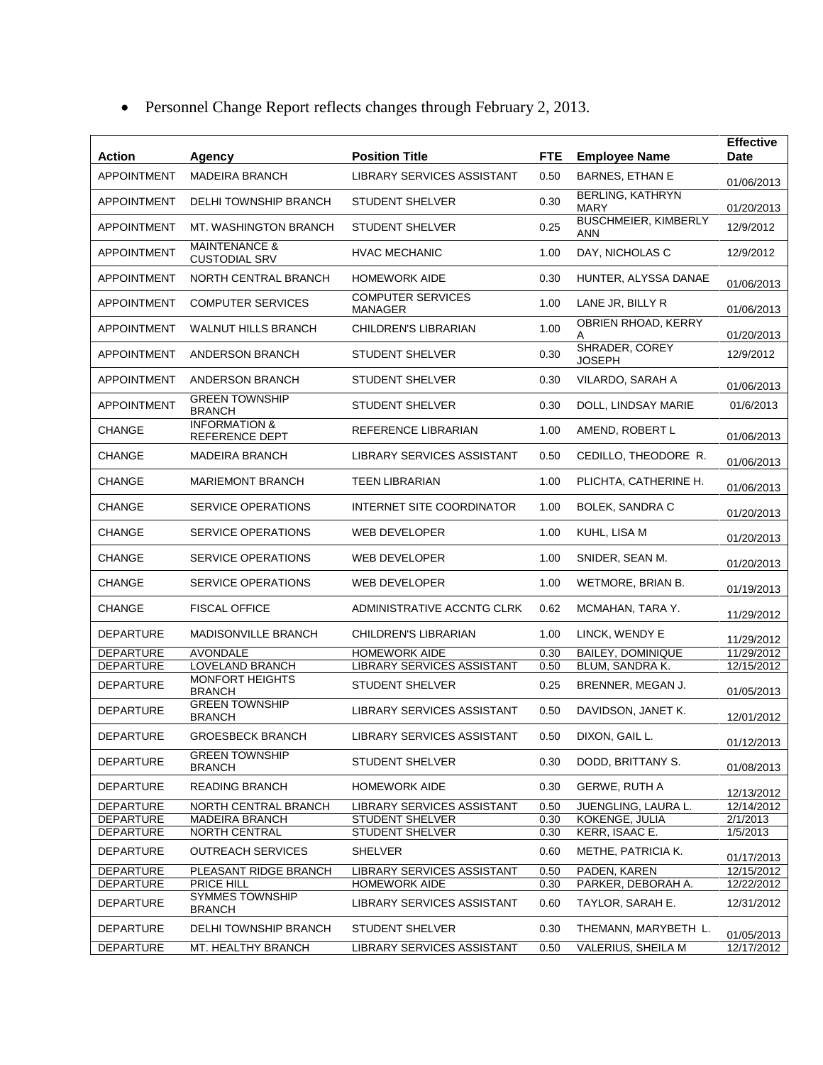- Personnel Change Report reflects changes through February 2, 2013.

| Action | Agency | Position Title | FTE | Employee Name | Effective Date |
|---|---|---|---|---|---|
| APPOINTMENT | MADEIRA BRANCH | LIBRARY SERVICES ASSISTANT | 0.50 | BARNES, ETHAN E | 01/06/2013 |
| APPOINTMENT | DELHI TOWNSHIP BRANCH | STUDENT SHELVER | 0.30 | BERLING, KATHRYN MARY | 01/20/2013 |
| APPOINTMENT | MT. WASHINGTON BRANCH | STUDENT SHELVER | 0.25 | BUSCHMEIER, KIMBERLY ANN | 12/9/2012 |
| APPOINTMENT | MAINTENANCE & CUSTODIAL SRV | HVAC MECHANIC | 1.00 | DAY, NICHOLAS C | 12/9/2012 |
| APPOINTMENT | NORTH CENTRAL BRANCH | HOMEWORK AIDE | 0.30 | HUNTER, ALYSSA DANAE | 01/06/2013 |
| APPOINTMENT | COMPUTER SERVICES | COMPUTER SERVICES MANAGER | 1.00 | LANE JR, BILLY R | 01/06/2013 |
| APPOINTMENT | WALNUT HILLS BRANCH | CHILDREN'S LIBRARIAN | 1.00 | OBRIEN RHOAD, KERRY A | 01/20/2013 |
| APPOINTMENT | ANDERSON BRANCH | STUDENT SHELVER | 0.30 | SHRADER, COREY JOSEPH | 12/9/2012 |
| APPOINTMENT | ANDERSON BRANCH | STUDENT SHELVER | 0.30 | VILARDO, SARAH A | 01/06/2013 |
| APPOINTMENT | GREEN TOWNSHIP BRANCH | STUDENT SHELVER | 0.30 | DOLL, LINDSAY MARIE | 01/6/2013 |
| CHANGE | INFORMATION & REFERENCE DEPT | REFERENCE LIBRARIAN | 1.00 | AMEND, ROBERT L | 01/06/2013 |
| CHANGE | MADEIRA BRANCH | LIBRARY SERVICES ASSISTANT | 0.50 | CEDILLO, THEODORE R. | 01/06/2013 |
| CHANGE | MARIEMONT BRANCH | TEEN LIBRARIAN | 1.00 | PLICHTA, CATHERINE H. | 01/06/2013 |
| CHANGE | SERVICE OPERATIONS | INTERNET SITE COORDINATOR | 1.00 | BOLEK, SANDRA C | 01/20/2013 |
| CHANGE | SERVICE OPERATIONS | WEB DEVELOPER | 1.00 | KUHL, LISA M | 01/20/2013 |
| CHANGE | SERVICE OPERATIONS | WEB DEVELOPER | 1.00 | SNIDER, SEAN M. | 01/20/2013 |
| CHANGE | SERVICE OPERATIONS | WEB DEVELOPER | 1.00 | WETMORE, BRIAN B. | 01/19/2013 |
| CHANGE | FISCAL OFFICE | ADMINISTRATIVE ACCNTG CLRK | 0.62 | MCMAHAN, TARA Y. | 11/29/2012 |
| DEPARTURE | MADISONVILLE BRANCH | CHILDREN'S LIBRARIAN | 1.00 | LINCK, WENDY E | 11/29/2012 |
| DEPARTURE | AVONDALE | HOMEWORK AIDE | 0.30 | BAILEY, DOMINIQUE | 11/29/2012 |
| DEPARTURE | LOVELAND BRANCH | LIBRARY SERVICES ASSISTANT | 0.50 | BLUM, SANDRA K. | 12/15/2012 |
| DEPARTURE | MONFORT HEIGHTS BRANCH | STUDENT SHELVER | 0.25 | BRENNER, MEGAN J. | 01/05/2013 |
| DEPARTURE | GREEN TOWNSHIP BRANCH | LIBRARY SERVICES ASSISTANT | 0.50 | DAVIDSON, JANET K. | 12/01/2012 |
| DEPARTURE | GROESBECK BRANCH | LIBRARY SERVICES ASSISTANT | 0.50 | DIXON, GAIL L. | 01/12/2013 |
| DEPARTURE | GREEN TOWNSHIP BRANCH | STUDENT SHELVER | 0.30 | DODD, BRITTANY S. | 01/08/2013 |
| DEPARTURE | READING BRANCH | HOMEWORK AIDE | 0.30 | GERWE, RUTH A | 12/13/2012 |
| DEPARTURE | NORTH CENTRAL BRANCH | LIBRARY SERVICES ASSISTANT | 0.50 | JUENGLING, LAURA L. | 12/14/2012 |
| DEPARTURE | MADEIRA BRANCH | STUDENT SHELVER | 0.30 | KOKENGE, JULIA | 2/1/2013 |
| DEPARTURE | NORTH CENTRAL | STUDENT SHELVER | 0.30 | KERR, ISAAC E. | 1/5/2013 |
| DEPARTURE | OUTREACH SERVICES | SHELVER | 0.60 | METHE, PATRICIA K. | 01/17/2013 |
| DEPARTURE | PLEASANT RIDGE BRANCH | LIBRARY SERVICES ASSISTANT | 0.50 | PADEN, KAREN | 12/15/2012 |
| DEPARTURE | PRICE HILL | HOMEWORK AIDE | 0.30 | PARKER, DEBORAH A. | 12/22/2012 |
| DEPARTURE | SYMMES TOWNSHIP BRANCH | LIBRARY SERVICES ASSISTANT | 0.60 | TAYLOR, SARAH E. | 12/31/2012 |
| DEPARTURE | DELHI TOWNSHIP BRANCH | STUDENT SHELVER | 0.30 | THEMANN, MARYBETH L. | 01/05/2013 |
| DEPARTURE | MT. HEALTHY BRANCH | LIBRARY SERVICES ASSISTANT | 0.50 | VALERIUS, SHEILA M | 12/17/2012 |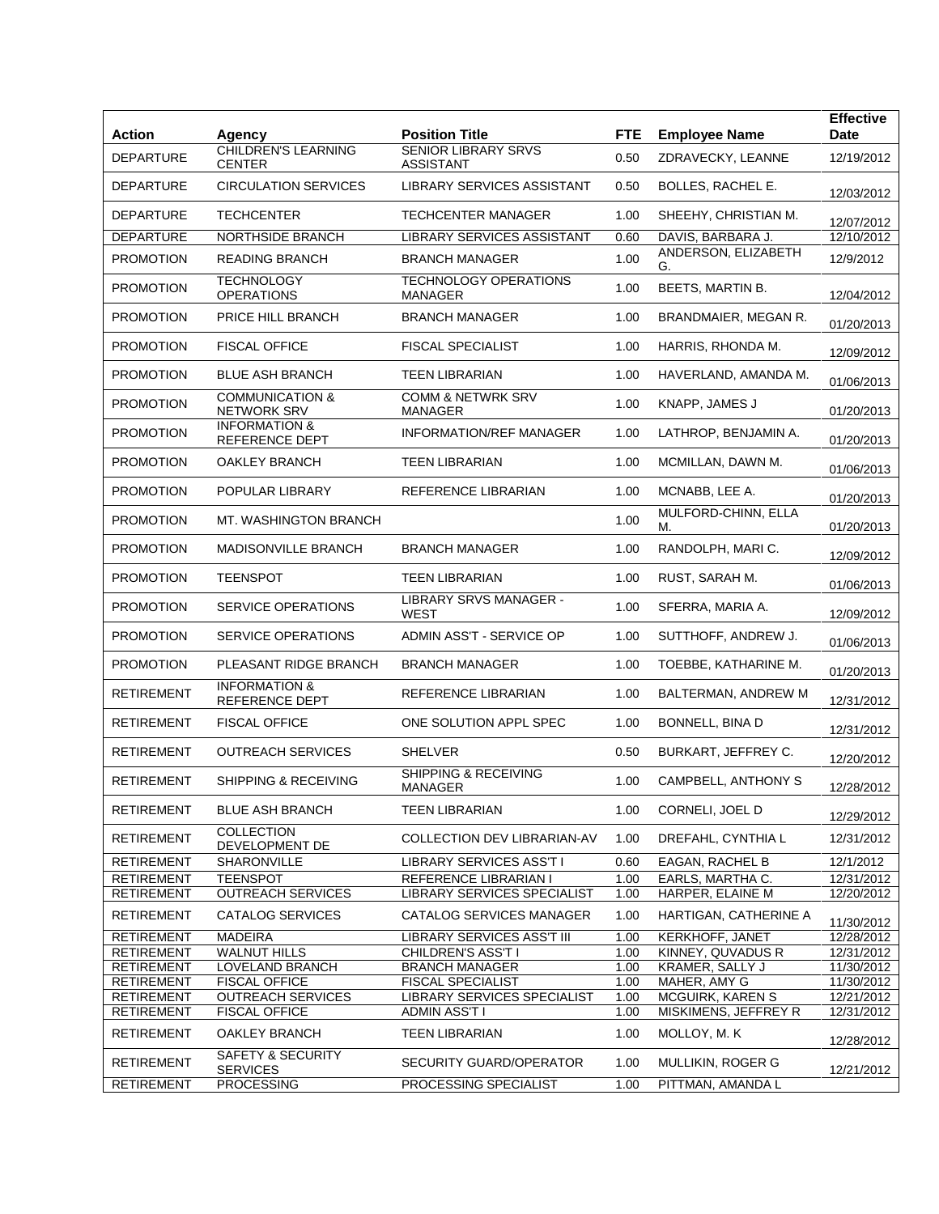| Action | Agency | Position Title | FTE | Employee Name | Effective Date |
|---|---|---|---|---|---|
| DEPARTURE | CHILDREN'S LEARNING CENTER | SENIOR LIBRARY SRVS ASSISTANT | 0.50 | ZDRAVECKY, LEANNE | 12/19/2012 |
| DEPARTURE | CIRCULATION SERVICES | LIBRARY SERVICES ASSISTANT | 0.50 | BOLLES, RACHEL E. | 12/03/2012 |
| DEPARTURE | TECHCENTER | TECHCENTER MANAGER | 1.00 | SHEEHY, CHRISTIAN M. | 12/07/2012 |
| DEPARTURE | NORTHSIDE BRANCH | LIBRARY SERVICES ASSISTANT | 0.60 | DAVIS, BARBARA J. | 12/10/2012 |
| PROMOTION | READING BRANCH | BRANCH MANAGER | 1.00 | ANDERSON, ELIZABETH G. | 12/9/2012 |
| PROMOTION | TECHNOLOGY OPERATIONS | TECHNOLOGY OPERATIONS MANAGER | 1.00 | BEETS, MARTIN B. | 12/04/2012 |
| PROMOTION | PRICE HILL BRANCH | BRANCH MANAGER | 1.00 | BRANDMAIER, MEGAN R. | 01/20/2013 |
| PROMOTION | FISCAL OFFICE | FISCAL SPECIALIST | 1.00 | HARRIS, RHONDA M. | 12/09/2012 |
| PROMOTION | BLUE ASH BRANCH | TEEN LIBRARIAN | 1.00 | HAVERLAND, AMANDA M. | 01/06/2013 |
| PROMOTION | COMMUNICATION & NETWORK SRV | COMM & NETWRK SRV MANAGER | 1.00 | KNAPP, JAMES J | 01/20/2013 |
| PROMOTION | INFORMATION & REFERENCE DEPT | INFORMATION/REF MANAGER | 1.00 | LATHROP, BENJAMIN A. | 01/20/2013 |
| PROMOTION | OAKLEY BRANCH | TEEN LIBRARIAN | 1.00 | MCMILLAN, DAWN M. | 01/06/2013 |
| PROMOTION | POPULAR LIBRARY | REFERENCE LIBRARIAN | 1.00 | MCNABB, LEE A. | 01/20/2013 |
| PROMOTION | MT. WASHINGTON BRANCH | | 1.00 | MULFORD-CHINN, ELLA M. | 01/20/2013 |
| PROMOTION | MADISONVILLE BRANCH | BRANCH MANAGER | 1.00 | RANDOLPH, MARI C. | 12/09/2012 |
| PROMOTION | TEENSPOT | TEEN LIBRARIAN | 1.00 | RUST, SARAH M. | 01/06/2013 |
| PROMOTION | SERVICE OPERATIONS | LIBRARY SRVS MANAGER - WEST | 1.00 | SFERRA, MARIA A. | 12/09/2012 |
| PROMOTION | SERVICE OPERATIONS | ADMIN ASS'T - SERVICE OP | 1.00 | SUTTHOFF, ANDREW J. | 01/06/2013 |
| PROMOTION | PLEASANT RIDGE BRANCH | BRANCH MANAGER | 1.00 | TOEBBE, KATHARINE M. | 01/20/2013 |
| RETIREMENT | INFORMATION & REFERENCE DEPT | REFERENCE LIBRARIAN | 1.00 | BALTERMAN, ANDREW M | 12/31/2012 |
| RETIREMENT | FISCAL OFFICE | ONE SOLUTION APPL SPEC | 1.00 | BONNELL, BINA D | 12/31/2012 |
| RETIREMENT | OUTREACH SERVICES | SHELVER | 0.50 | BURKART, JEFFREY C. | 12/20/2012 |
| RETIREMENT | SHIPPING & RECEIVING | SHIPPING & RECEIVING MANAGER | 1.00 | CAMPBELL, ANTHONY S | 12/28/2012 |
| RETIREMENT | BLUE ASH BRANCH | TEEN LIBRARIAN | 1.00 | CORNELI, JOEL D | 12/29/2012 |
| RETIREMENT | COLLECTION DEVELOPMENT DE | COLLECTION DEV LIBRARIAN-AV | 1.00 | DREFAHL, CYNTHIA L | 12/31/2012 |
| RETIREMENT | SHARONVILLE | LIBRARY SERVICES ASS'T I | 0.60 | EAGAN, RACHEL B | 12/1/2012 |
| RETIREMENT | TEENSPOT | REFERENCE LIBRARIAN I | 1.00 | EARLS, MARTHA C. | 12/31/2012 |
| RETIREMENT | OUTREACH SERVICES | LIBRARY SERVICES SPECIALIST | 1.00 | HARPER, ELAINE M | 12/20/2012 |
| RETIREMENT | CATALOG SERVICES | CATALOG SERVICES MANAGER | 1.00 | HARTIGAN, CATHERINE A | 11/30/2012 |
| RETIREMENT | MADEIRA | LIBRARY SERVICES ASS'T III | 1.00 | KERKHOFF, JANET | 12/28/2012 |
| RETIREMENT | WALNUT HILLS | CHILDREN'S ASS'T I | 1.00 | KINNEY, QUVADUS R | 12/31/2012 |
| RETIREMENT | LOVELAND BRANCH | BRANCH MANAGER | 1.00 | KRAMER, SALLY J | 11/30/2012 |
| RETIREMENT | FISCAL OFFICE | FISCAL SPECIALIST | 1.00 | MAHER, AMY G | 11/30/2012 |
| RETIREMENT | OUTREACH SERVICES | LIBRARY SERVICES SPECIALIST | 1.00 | MCGUIRK, KAREN S | 12/21/2012 |
| RETIREMENT | FISCAL OFFICE | ADMIN ASS'T I | 1.00 | MISKIMENS, JEFFREY R | 12/31/2012 |
| RETIREMENT | OAKLEY BRANCH | TEEN LIBRARIAN | 1.00 | MOLLOY, M. K | 12/28/2012 |
| RETIREMENT | SAFETY & SECURITY SERVICES | SECURITY GUARD/OPERATOR | 1.00 | MULLIKIN, ROGER G | 12/21/2012 |
| RETIREMENT | PROCESSING | PROCESSING SPECIALIST | 1.00 | PITTMAN, AMANDA L | |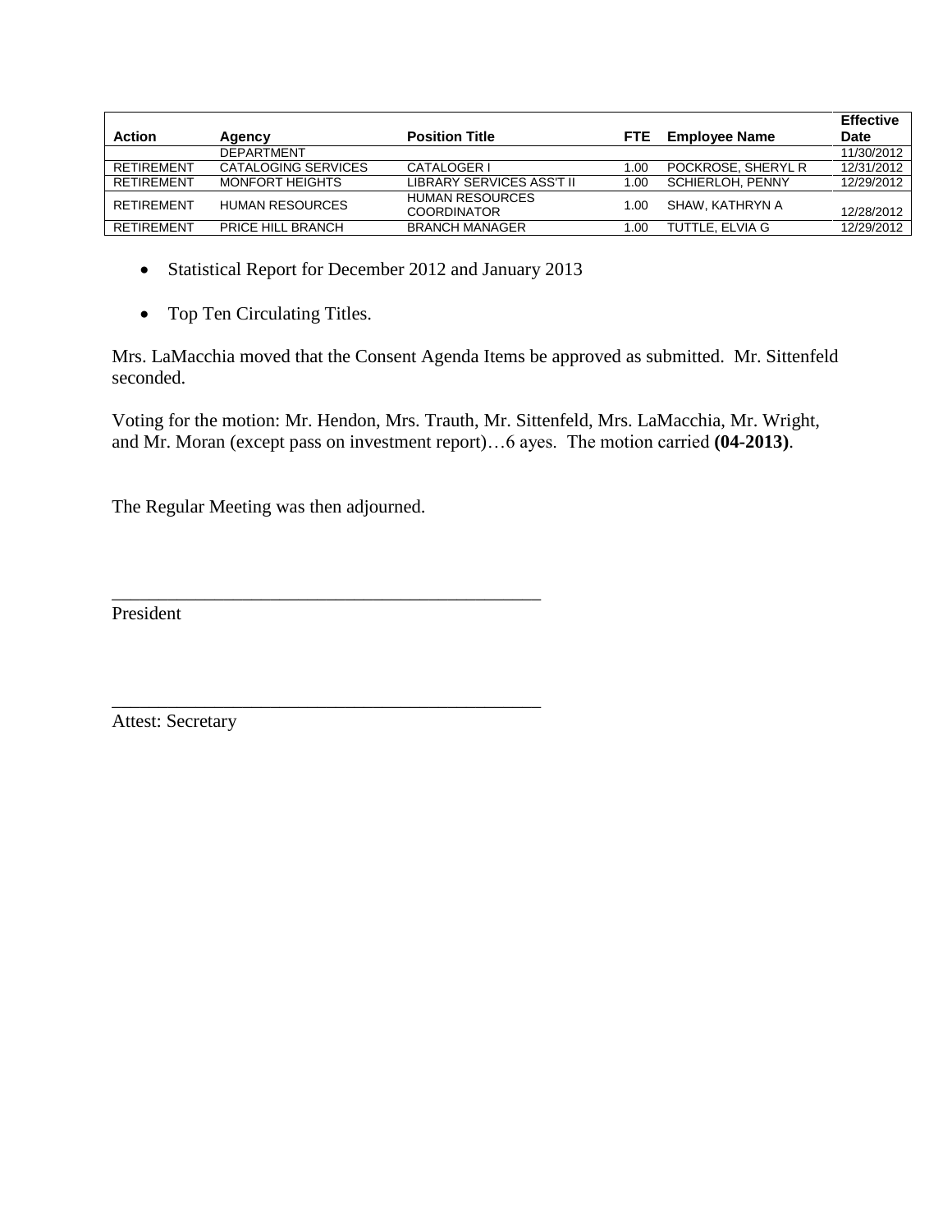| Action | Agency | Position Title | FTE | Employee Name | Effective Date |
|---|---|---|---|---|---|
| | DEPARTMENT | | | | 11/30/2012 |
| RETIREMENT | CATALOGING SERVICES | CATALOGER I | 1.00 | POCKROSE, SHERYL R | 12/31/2012 |
| RETIREMENT | MONFORT HEIGHTS | LIBRARY SERVICES ASS'T II | 1.00 | SCHIERLOH, PENNY | 12/29/2012 |
| RETIREMENT | HUMAN RESOURCES | HUMAN RESOURCES COORDINATOR | 1.00 | SHAW, KATHRYN A | 12/28/2012 |
| RETIREMENT | PRICE HILL BRANCH | BRANCH MANAGER | 1.00 | TUTTLE, ELVIA G | 12/29/2012 |

- Statistical Report for December 2012 and January 2013
- Top Ten Circulating Titles.

Mrs. LaMacchia moved that the Consent Agenda Items be approved as submitted. Mr. Sittenfeld seconded.

Voting for the motion: Mr. Hendon, Mrs. Trauth, Mr. Sittenfeld, Mrs. LaMacchia, Mr. Wright, and Mr. Moran (except pass on investment report)…6 ayes. The motion carried **(04-2013)**.

The Regular Meeting was then adjourned.

_______________________________________________
President

_______________________________________________
Attest: Secretary